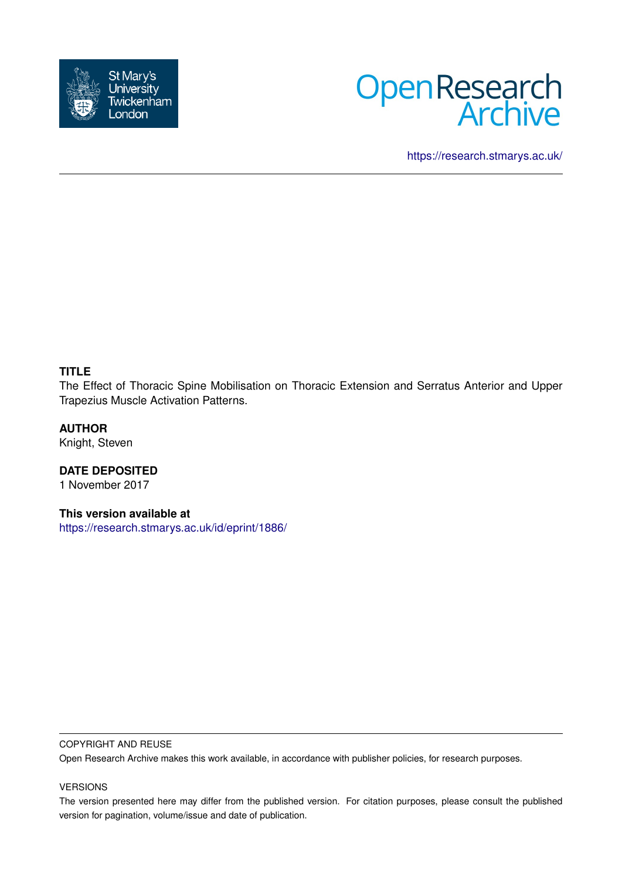St Mary's University Twickenham London

Open Research Archive

https://research.stmarys.ac.uk/

**TITLE**

The Effect of Thoracic Spine Mobilisation on Thoracic Extension and Serratus Anterior and Upper Trapezius Muscle Activation Patterns.

**AUTHOR**

Knight, Steven

**DATE DEPOSITED**

1 November 2017

**This version available at**

https://research.stmarys.ac.uk/id/eprint/1886/

COPYRIGHT AND REUSE

Open Research Archive makes this work available, in accordance with publisher policies, for research purposes.

VERSIONS

The version presented here may differ from the published version. For citation purposes, please consult the published version for pagination, volume/issue and date of publication.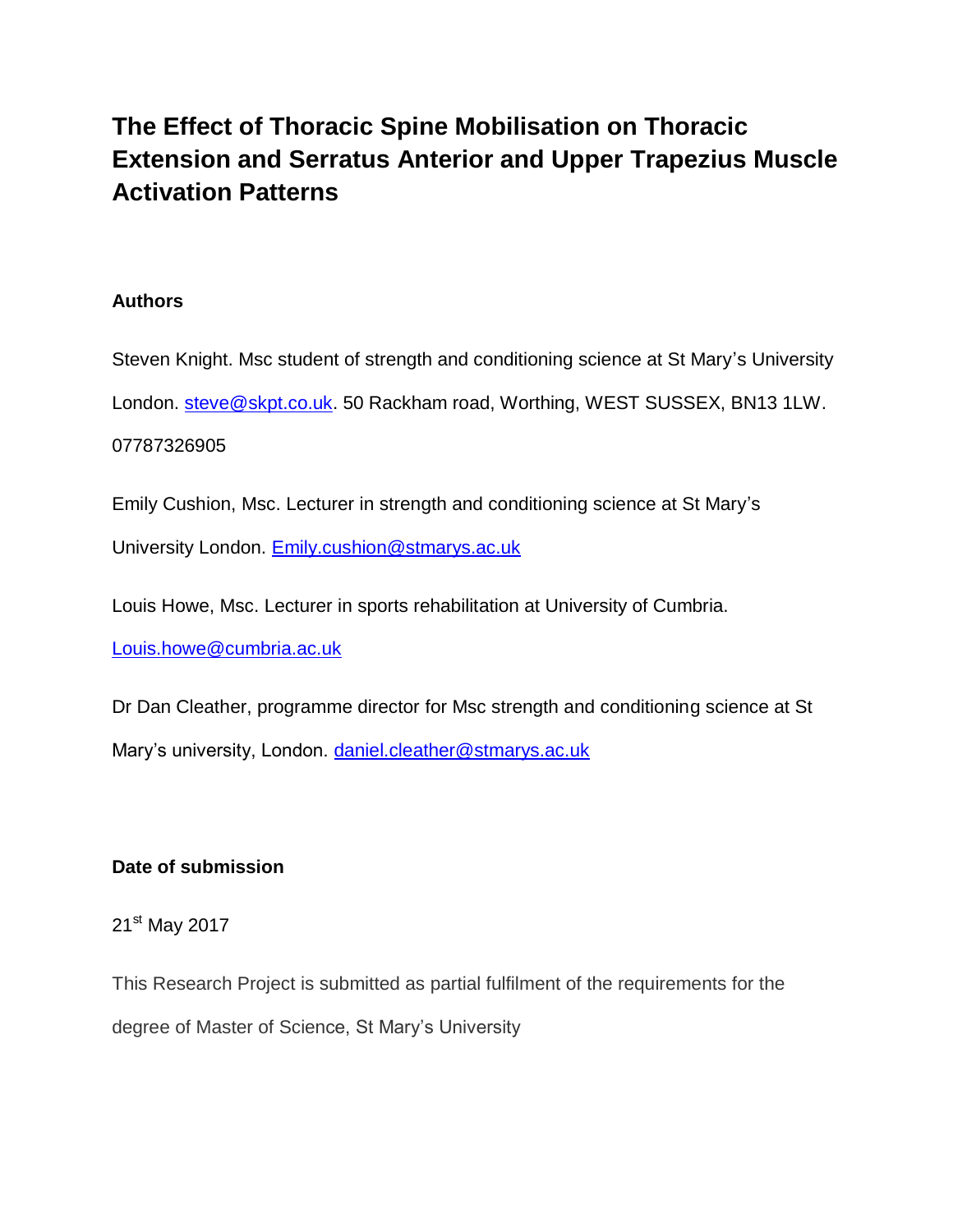# The Effect of Thoracic Spine Mobilisation on Thoracic Extension and Serratus Anterior and Upper Trapezius Muscle Activation Patterns

**Authors**

Steven Knight. Msc student of strength and conditioning science at St Mary's University London. steve@skpt.co.uk. 50 Rackham road, Worthing, WEST SUSSEX, BN13 1LW. 07787326905

Emily Cushion, Msc. Lecturer in strength and conditioning science at St Mary's University London. Emily.cushion@stmarys.ac.uk

Louis Howe, Msc. Lecturer in sports rehabilitation at University of Cumbria. Louis.howe@cumbria.ac.uk

Dr Dan Cleather, programme director for Msc strength and conditioning science at St Mary's university, London. daniel.cleather@stmarys.ac.uk

**Date of submission**

21st May 2017

This Research Project is submitted as partial fulfilment of the requirements for the degree of Master of Science, St Mary's University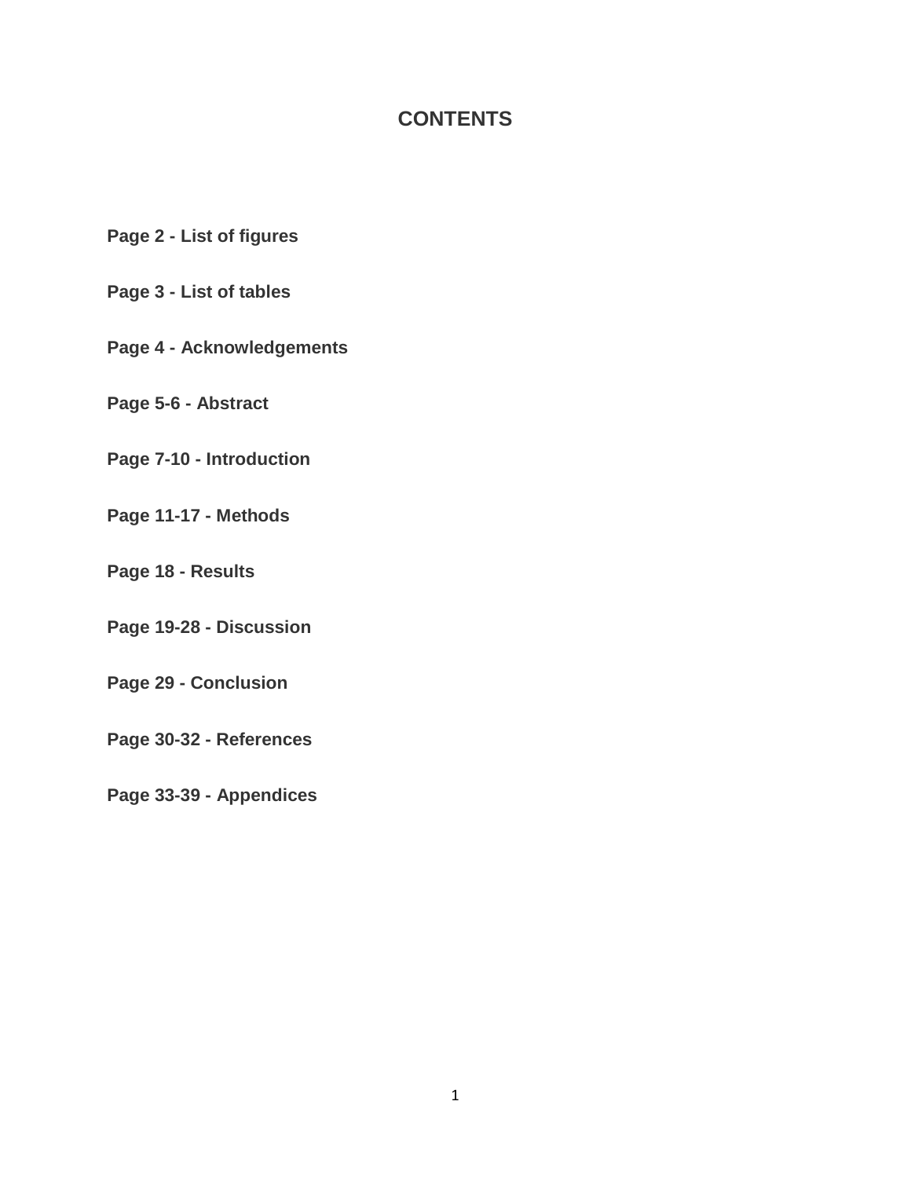# CONTENTS

**Page 2 - List of figures**

**Page 3 - List of tables**

**Page 4 - Acknowledgements**

**Page 5-6 - Abstract**

**Page 7-10 - Introduction**

**Page 11-17 - Methods**

**Page 18 - Results**

**Page 19-28 - Discussion**

**Page 29 - Conclusion**

**Page 30-32 - References**

**Page 33-39 - Appendices**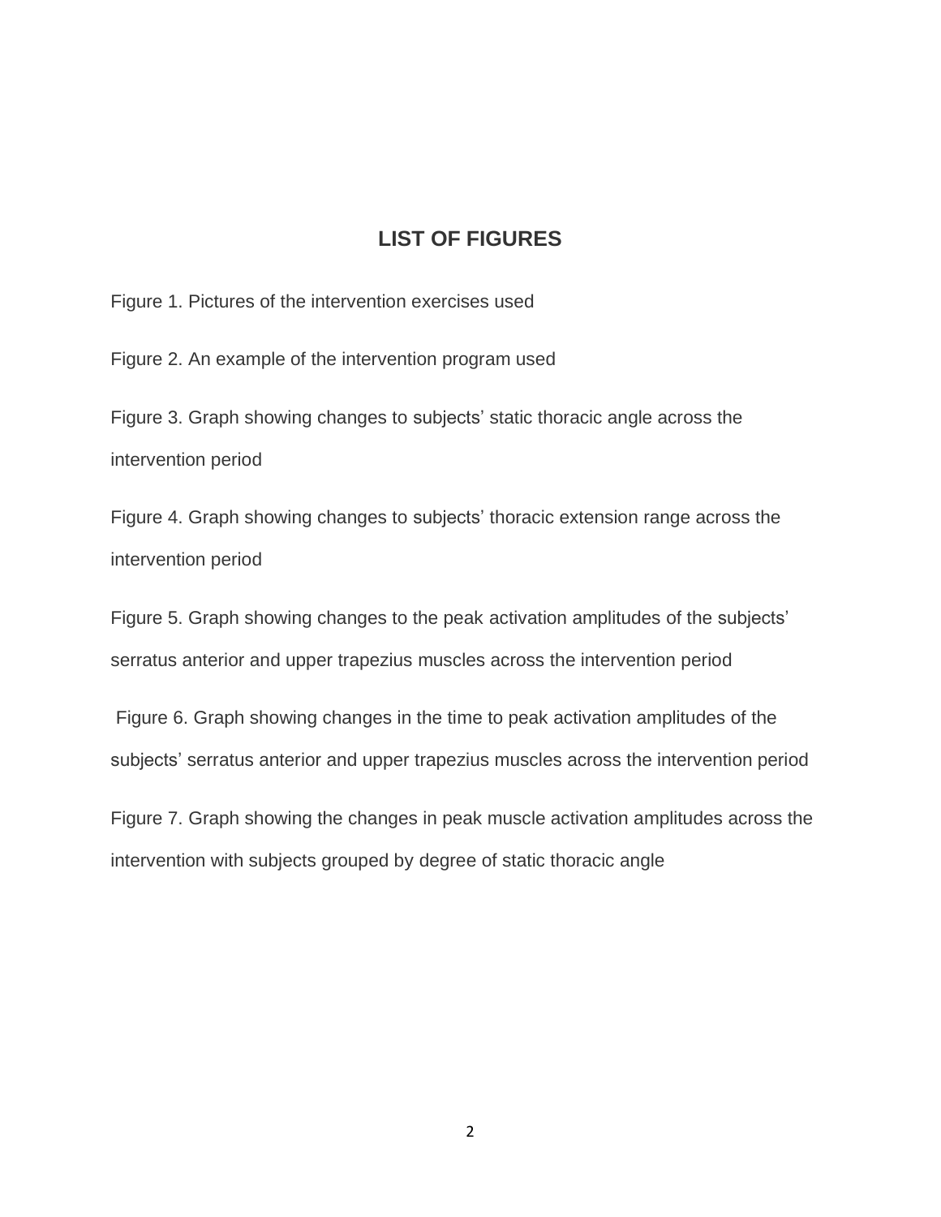## LIST OF FIGURES

Figure 1. Pictures of the intervention exercises used

Figure 2. An example of the intervention program used

Figure 3. Graph showing changes to subjects' static thoracic angle across the intervention period

Figure 4. Graph showing changes to subjects' thoracic extension range across the intervention period

Figure 5. Graph showing changes to the peak activation amplitudes of the subjects' serratus anterior and upper trapezius muscles across the intervention period

Figure 6. Graph showing changes in the time to peak activation amplitudes of the subjects' serratus anterior and upper trapezius muscles across the intervention period

Figure 7. Graph showing the changes in peak muscle activation amplitudes across the intervention with subjects grouped by degree of static thoracic angle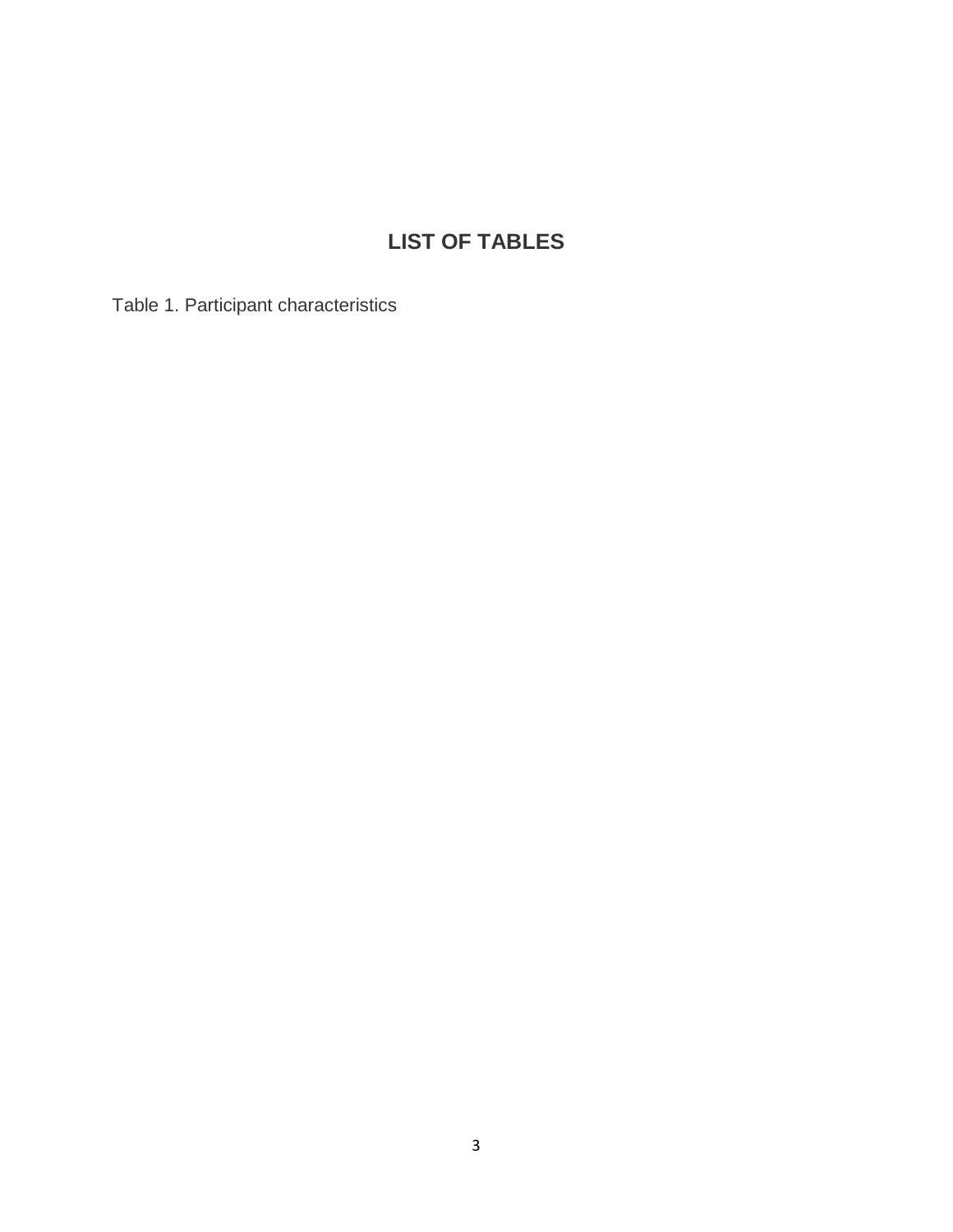# LIST OF TABLES

Table 1. Participant characteristics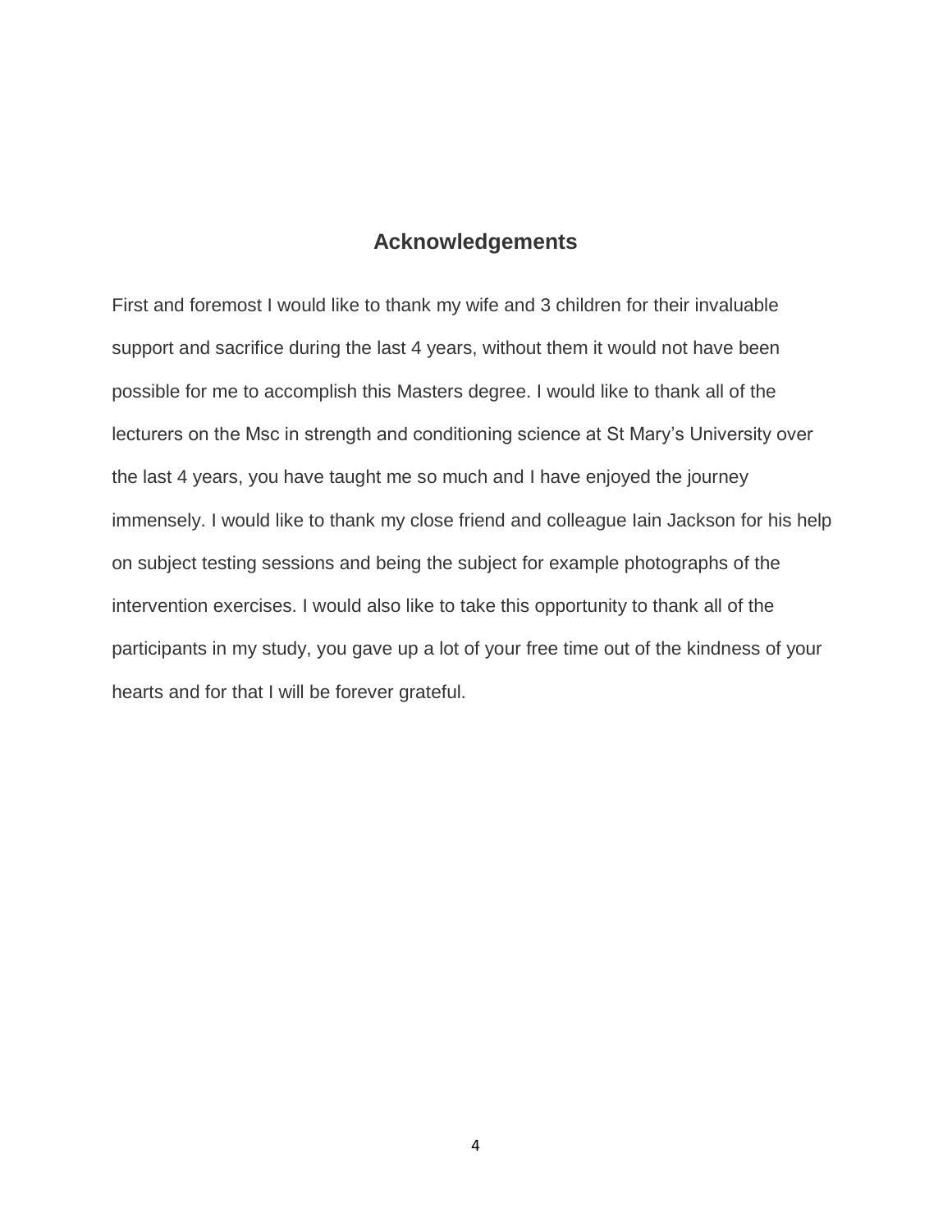## Acknowledgements

First and foremost I would like to thank my wife and 3 children for their invaluable support and sacrifice during the last 4 years, without them it would not have been possible for me to accomplish this Masters degree. I would like to thank all of the lecturers on the Msc in strength and conditioning science at St Mary's University over the last 4 years, you have taught me so much and I have enjoyed the journey immensely. I would like to thank my close friend and colleague Iain Jackson for his help on subject testing sessions and being the subject for example photographs of the intervention exercises. I would also like to take this opportunity to thank all of the participants in my study, you gave up a lot of your free time out of the kindness of your hearts and for that I will be forever grateful.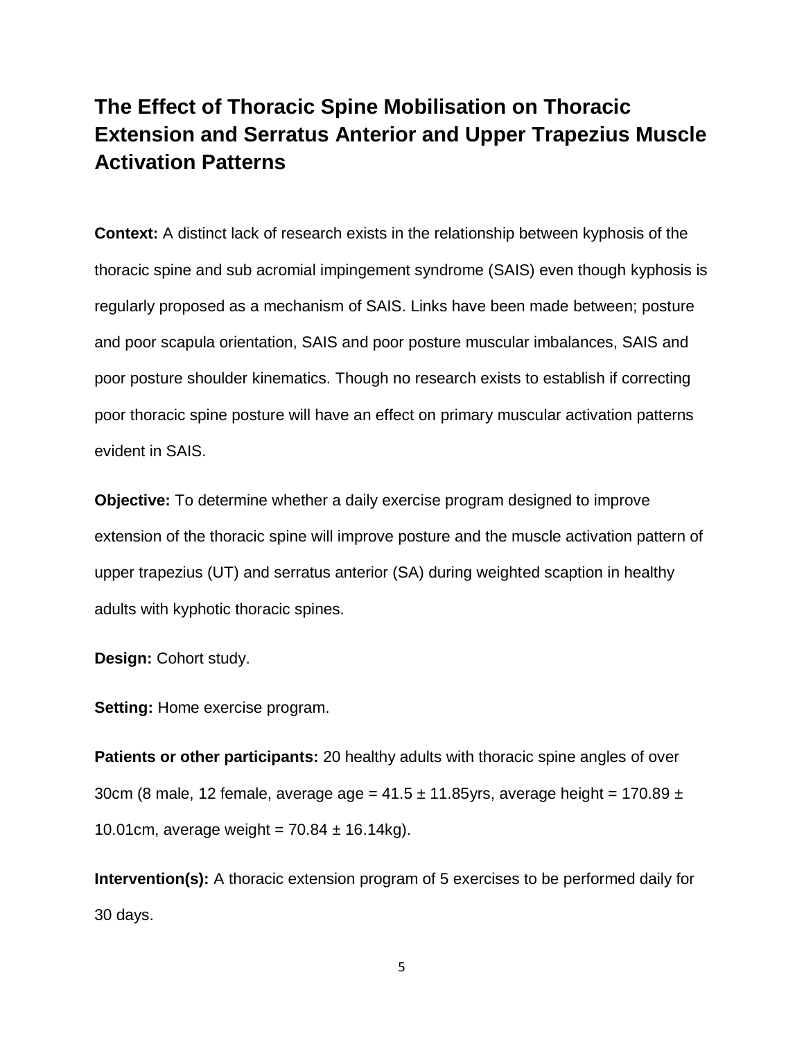# The Effect of Thoracic Spine Mobilisation on Thoracic Extension and Serratus Anterior and Upper Trapezius Muscle Activation Patterns

**Context:** A distinct lack of research exists in the relationship between kyphosis of the thoracic spine and sub acromial impingement syndrome (SAIS) even though kyphosis is regularly proposed as a mechanism of SAIS. Links have been made between; posture and poor scapula orientation, SAIS and poor posture muscular imbalances, SAIS and poor posture shoulder kinematics. Though no research exists to establish if correcting poor thoracic spine posture will have an effect on primary muscular activation patterns evident in SAIS.

**Objective:** To determine whether a daily exercise program designed to improve extension of the thoracic spine will improve posture and the muscle activation pattern of upper trapezius (UT) and serratus anterior (SA) during weighted scaption in healthy adults with kyphotic thoracic spines.

**Design:** Cohort study.

**Setting:** Home exercise program.

**Patients or other participants:** 20 healthy adults with thoracic spine angles of over 30cm (8 male, 12 female, average age = 41.5 ± 11.85yrs, average height = 170.89 ± 10.01cm, average weight = 70.84 ± 16.14kg).

**Intervention(s):** A thoracic extension program of 5 exercises to be performed daily for 30 days.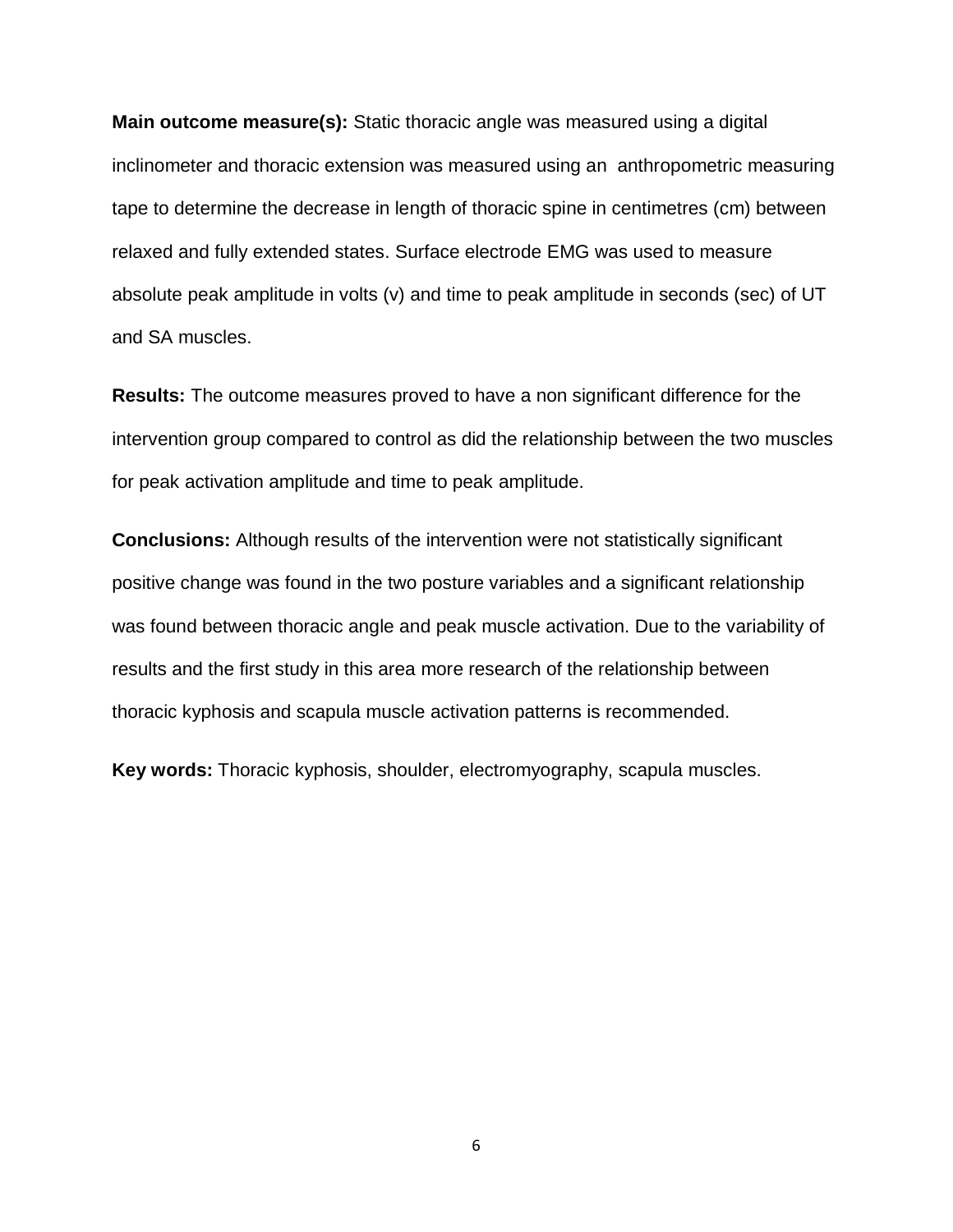**Main outcome measure(s):** Static thoracic angle was measured using a digital inclinometer and thoracic extension was measured using an anthropometric measuring tape to determine the decrease in length of thoracic spine in centimetres (cm) between relaxed and fully extended states. Surface electrode EMG was used to measure absolute peak amplitude in volts (v) and time to peak amplitude in seconds (sec) of UT and SA muscles.

**Results:** The outcome measures proved to have a non significant difference for the intervention group compared to control as did the relationship between the two muscles for peak activation amplitude and time to peak amplitude.

**Conclusions:** Although results of the intervention were not statistically significant positive change was found in the two posture variables and a significant relationship was found between thoracic angle and peak muscle activation. Due to the variability of results and the first study in this area more research of the relationship between thoracic kyphosis and scapula muscle activation patterns is recommended.

**Key words:** Thoracic kyphosis, shoulder, electromyography, scapula muscles.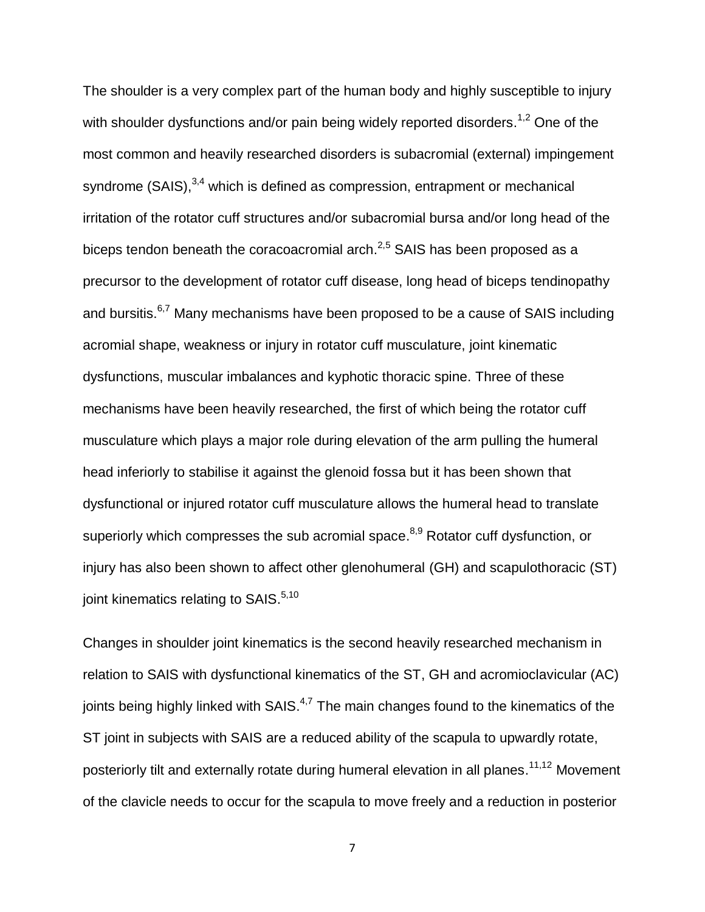The shoulder is a very complex part of the human body and highly susceptible to injury with shoulder dysfunctions and/or pain being widely reported disorders.[1,2] One of the most common and heavily researched disorders is subacromial (external) impingement syndrome (SAIS),[3,4] which is defined as compression, entrapment or mechanical irritation of the rotator cuff structures and/or subacromial bursa and/or long head of the biceps tendon beneath the coracoacromial arch.[2,5] SAIS has been proposed as a precursor to the development of rotator cuff disease, long head of biceps tendinopathy and bursitis.[6,7] Many mechanisms have been proposed to be a cause of SAIS including acromial shape, weakness or injury in rotator cuff musculature, joint kinematic dysfunctions, muscular imbalances and kyphotic thoracic spine. Three of these mechanisms have been heavily researched, the first of which being the rotator cuff musculature which plays a major role during elevation of the arm pulling the humeral head inferiorly to stabilise it against the glenoid fossa but it has been shown that dysfunctional or injured rotator cuff musculature allows the humeral head to translate superiorly which compresses the sub acromial space.[8,9] Rotator cuff dysfunction, or injury has also been shown to affect other glenohumeral (GH) and scapulothoracic (ST) joint kinematics relating to SAIS.[5,10]

Changes in shoulder joint kinematics is the second heavily researched mechanism in relation to SAIS with dysfunctional kinematics of the ST, GH and acromioclavicular (AC) joints being highly linked with SAIS.[4,7] The main changes found to the kinematics of the ST joint in subjects with SAIS are a reduced ability of the scapula to upwardly rotate, posteriorly tilt and externally rotate during humeral elevation in all planes.[11,12] Movement of the clavicle needs to occur for the scapula to move freely and a reduction in posterior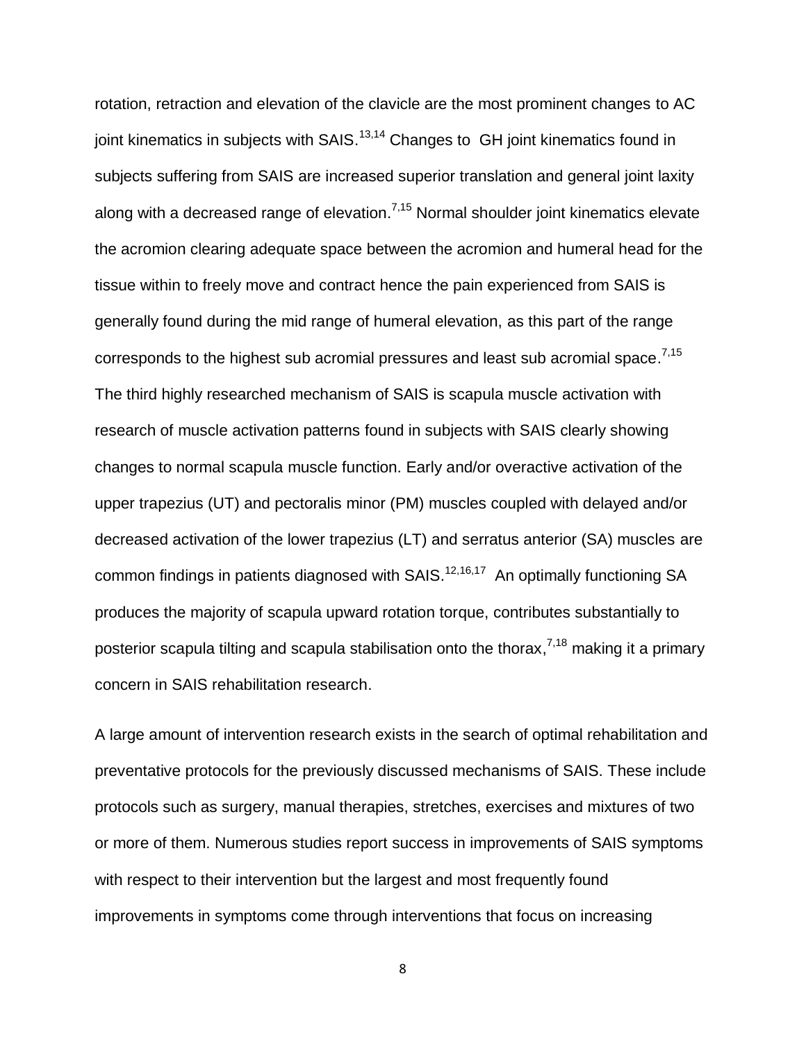rotation, retraction and elevation of the clavicle are the most prominent changes to AC joint kinematics in subjects with SAIS.[13,14] Changes to GH joint kinematics found in subjects suffering from SAIS are increased superior translation and general joint laxity along with a decreased range of elevation.[7,15] Normal shoulder joint kinematics elevate the acromion clearing adequate space between the acromion and humeral head for the tissue within to freely move and contract hence the pain experienced from SAIS is generally found during the mid range of humeral elevation, as this part of the range corresponds to the highest sub acromial pressures and least sub acromial space.[7,15] The third highly researched mechanism of SAIS is scapula muscle activation with research of muscle activation patterns found in subjects with SAIS clearly showing changes to normal scapula muscle function. Early and/or overactive activation of the upper trapezius (UT) and pectoralis minor (PM) muscles coupled with delayed and/or decreased activation of the lower trapezius (LT) and serratus anterior (SA) muscles are common findings in patients diagnosed with SAIS.[12,16,17] An optimally functioning SA produces the majority of scapula upward rotation torque, contributes substantially to posterior scapula tilting and scapula stabilisation onto the thorax,[7,18] making it a primary concern in SAIS rehabilitation research.

A large amount of intervention research exists in the search of optimal rehabilitation and preventative protocols for the previously discussed mechanisms of SAIS. These include protocols such as surgery, manual therapies, stretches, exercises and mixtures of two or more of them. Numerous studies report success in improvements of SAIS symptoms with respect to their intervention but the largest and most frequently found improvements in symptoms come through interventions that focus on increasing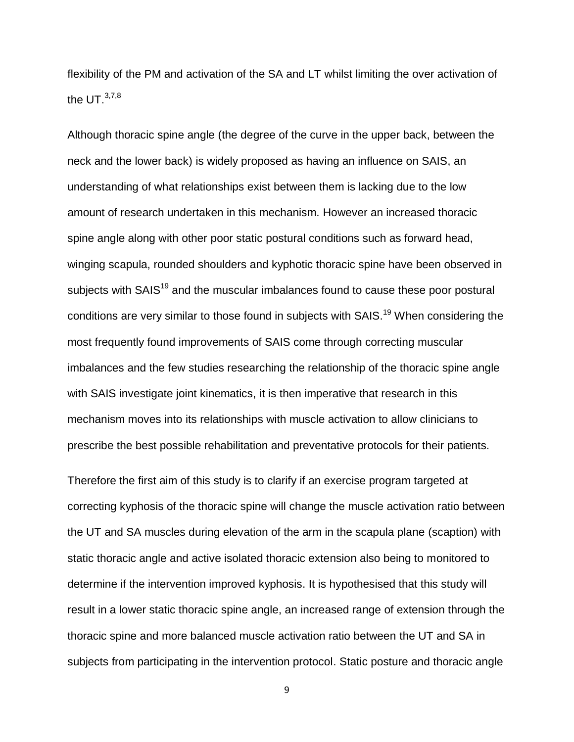flexibility of the PM and activation of the SA and LT whilst limiting the over activation of the UT.[3,7,8]

Although thoracic spine angle (the degree of the curve in the upper back, between the neck and the lower back) is widely proposed as having an influence on SAIS, an understanding of what relationships exist between them is lacking due to the low amount of research undertaken in this mechanism. However an increased thoracic spine angle along with other poor static postural conditions such as forward head, winging scapula, rounded shoulders and kyphotic thoracic spine have been observed in subjects with SAIS[19] and the muscular imbalances found to cause these poor postural conditions are very similar to those found in subjects with SAIS.[19] When considering the most frequently found improvements of SAIS come through correcting muscular imbalances and the few studies researching the relationship of the thoracic spine angle with SAIS investigate joint kinematics, it is then imperative that research in this mechanism moves into its relationships with muscle activation to allow clinicians to prescribe the best possible rehabilitation and preventative protocols for their patients.

Therefore the first aim of this study is to clarify if an exercise program targeted at correcting kyphosis of the thoracic spine will change the muscle activation ratio between the UT and SA muscles during elevation of the arm in the scapula plane (scaption) with static thoracic angle and active isolated thoracic extension also being to monitored to determine if the intervention improved kyphosis. It is hypothesised that this study will result in a lower static thoracic spine angle, an increased range of extension through the thoracic spine and more balanced muscle activation ratio between the UT and SA in subjects from participating in the intervention protocol. Static posture and thoracic angle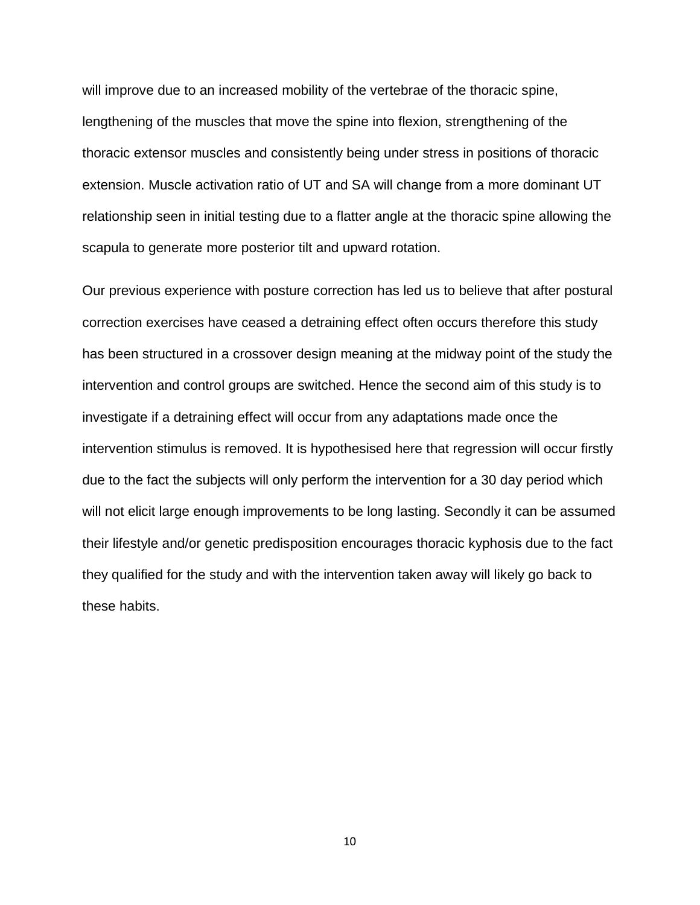will improve due to an increased mobility of the vertebrae of the thoracic spine, lengthening of the muscles that move the spine into flexion, strengthening of the thoracic extensor muscles and consistently being under stress in positions of thoracic extension. Muscle activation ratio of UT and SA will change from a more dominant UT relationship seen in initial testing due to a flatter angle at the thoracic spine allowing the scapula to generate more posterior tilt and upward rotation.

Our previous experience with posture correction has led us to believe that after postural correction exercises have ceased a detraining effect often occurs therefore this study has been structured in a crossover design meaning at the midway point of the study the intervention and control groups are switched. Hence the second aim of this study is to investigate if a detraining effect will occur from any adaptations made once the intervention stimulus is removed. It is hypothesised here that regression will occur firstly due to the fact the subjects will only perform the intervention for a 30 day period which will not elicit large enough improvements to be long lasting. Secondly it can be assumed their lifestyle and/or genetic predisposition encourages thoracic kyphosis due to the fact they qualified for the study and with the intervention taken away will likely go back to these habits.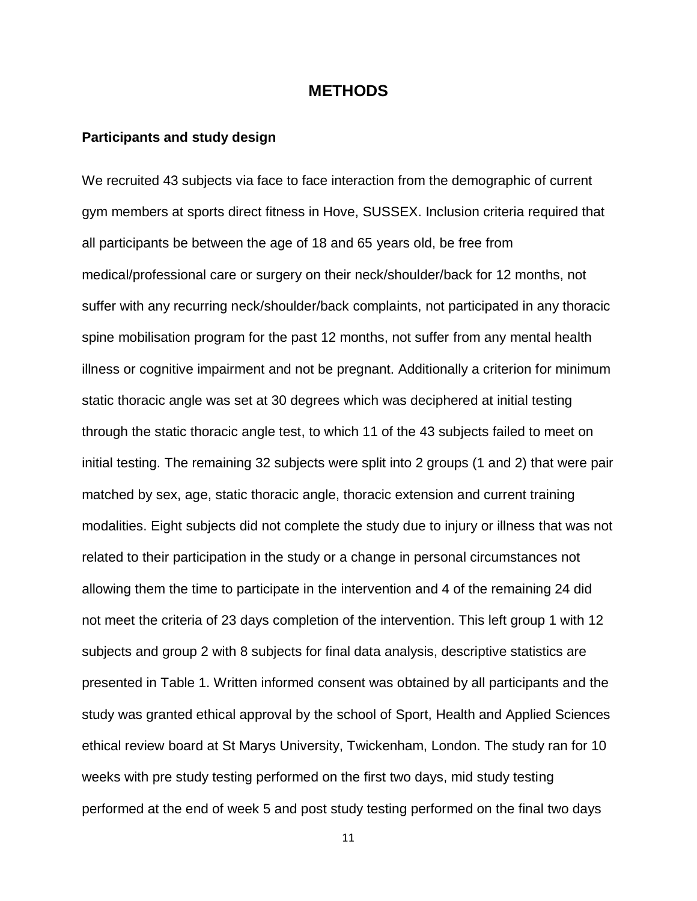# METHODS

## Participants and study design

We recruited 43 subjects via face to face interaction from the demographic of current gym members at sports direct fitness in Hove, SUSSEX. Inclusion criteria required that all participants be between the age of 18 and 65 years old, be free from medical/professional care or surgery on their neck/shoulder/back for 12 months, not suffer with any recurring neck/shoulder/back complaints, not participated in any thoracic spine mobilisation program for the past 12 months, not suffer from any mental health illness or cognitive impairment and not be pregnant. Additionally a criterion for minimum static thoracic angle was set at 30 degrees which was deciphered at initial testing through the static thoracic angle test, to which 11 of the 43 subjects failed to meet on initial testing. The remaining 32 subjects were split into 2 groups (1 and 2) that were pair matched by sex, age, static thoracic angle, thoracic extension and current training modalities. Eight subjects did not complete the study due to injury or illness that was not related to their participation in the study or a change in personal circumstances not allowing them the time to participate in the intervention and 4 of the remaining 24 did not meet the criteria of 23 days completion of the intervention. This left group 1 with 12 subjects and group 2 with 8 subjects for final data analysis, descriptive statistics are presented in Table 1. Written informed consent was obtained by all participants and the study was granted ethical approval by the school of Sport, Health and Applied Sciences ethical review board at St Marys University, Twickenham, London. The study ran for 10 weeks with pre study testing performed on the first two days, mid study testing performed at the end of week 5 and post study testing performed on the final two days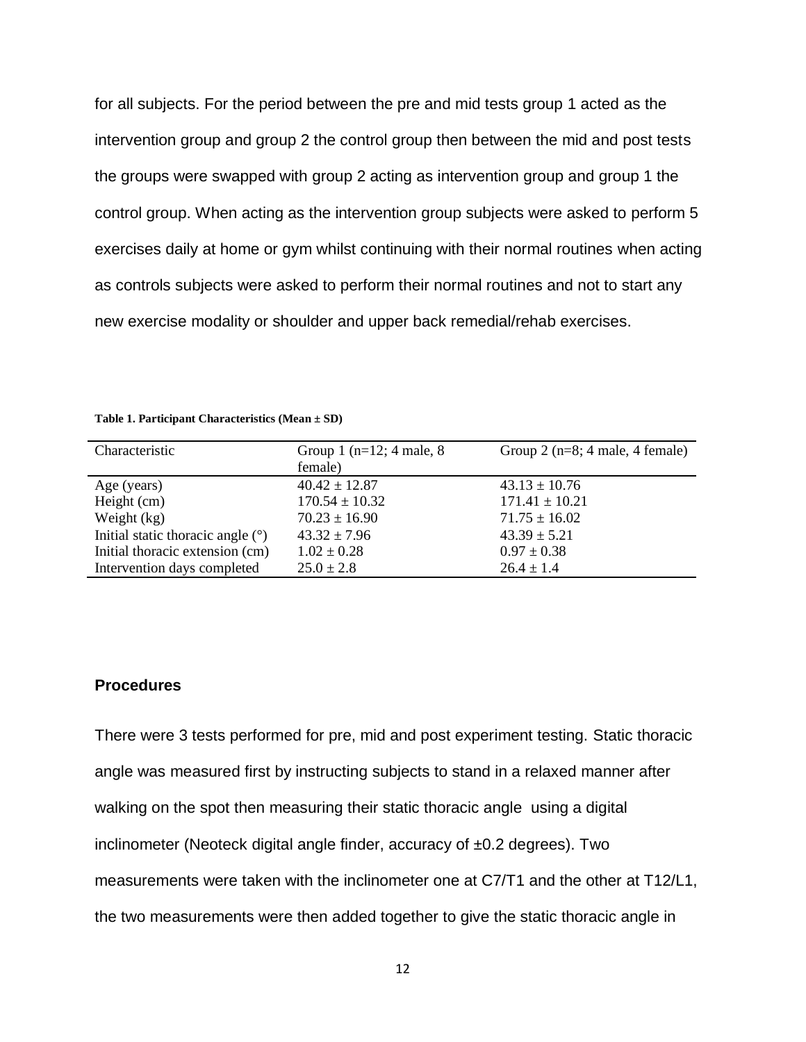for all subjects. For the period between the pre and mid tests group 1 acted as the intervention group and group 2 the control group then between the mid and post tests the groups were swapped with group 2 acting as intervention group and group 1 the control group. When acting as the intervention group subjects were asked to perform 5 exercises daily at home or gym whilst continuing with their normal routines when acting as controls subjects were asked to perform their normal routines and not to start any new exercise modality or shoulder and upper back remedial/rehab exercises.

**Table 1. Participant Characteristics (Mean ± SD)**

| Characteristic | Group 1 (n=12; 4 male, 8 female) | Group 2 (n=8; 4 male, 4 female) |
|---|---|---|
| Age (years) | 40.42 ± 12.87 | 43.13 ± 10.76 |
| Height (cm) | 170.54 ± 10.32 | 171.41 ± 10.21 |
| Weight (kg) | 70.23 ± 16.90 | 71.75 ± 16.02 |
| Initial static thoracic angle (°) | 43.32 ± 7.96 | 43.39 ± 5.21 |
| Initial thoracic extension (cm) | 1.02 ± 0.28 | 0.97 ± 0.38 |
| Intervention days completed | 25.0 ± 2.8 | 26.4 ± 1.4 |

### Procedures

There were 3 tests performed for pre, mid and post experiment testing. Static thoracic angle was measured first by instructing subjects to stand in a relaxed manner after walking on the spot then measuring their static thoracic angle using a digital inclinometer (Neoteck digital angle finder, accuracy of ±0.2 degrees). Two measurements were taken with the inclinometer one at C7/T1 and the other at T12/L1, the two measurements were then added together to give the static thoracic angle in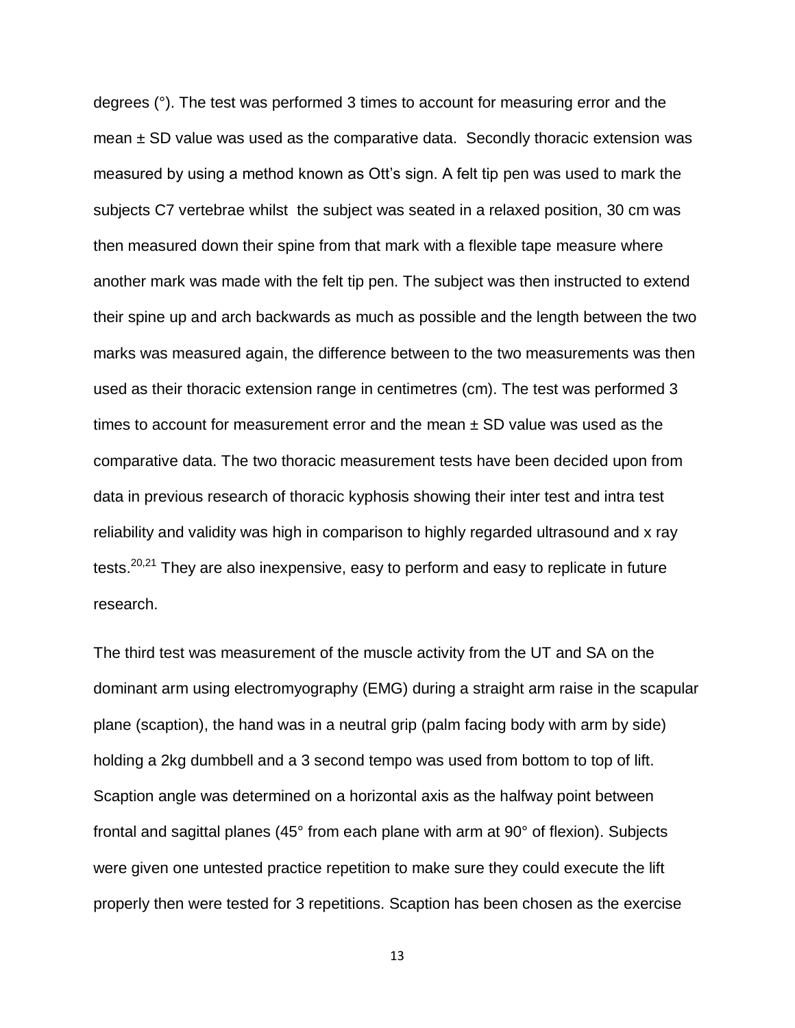degrees (°). The test was performed 3 times to account for measuring error and the mean ± SD value was used as the comparative data. Secondly thoracic extension was measured by using a method known as Ott's sign. A felt tip pen was used to mark the subjects C7 vertebrae whilst the subject was seated in a relaxed position, 30 cm was then measured down their spine from that mark with a flexible tape measure where another mark was made with the felt tip pen. The subject was then instructed to extend their spine up and arch backwards as much as possible and the length between the two marks was measured again, the difference between to the two measurements was then used as their thoracic extension range in centimetres (cm). The test was performed 3 times to account for measurement error and the mean ± SD value was used as the comparative data. The two thoracic measurement tests have been decided upon from data in previous research of thoracic kyphosis showing their inter test and intra test reliability and validity was high in comparison to highly regarded ultrasound and x ray tests.[20,21] They are also inexpensive, easy to perform and easy to replicate in future research.

The third test was measurement of the muscle activity from the UT and SA on the dominant arm using electromyography (EMG) during a straight arm raise in the scapular plane (scaption), the hand was in a neutral grip (palm facing body with arm by side) holding a 2kg dumbbell and a 3 second tempo was used from bottom to top of lift. Scaption angle was determined on a horizontal axis as the halfway point between frontal and sagittal planes (45° from each plane with arm at 90° of flexion). Subjects were given one untested practice repetition to make sure they could execute the lift properly then were tested for 3 repetitions. Scaption has been chosen as the exercise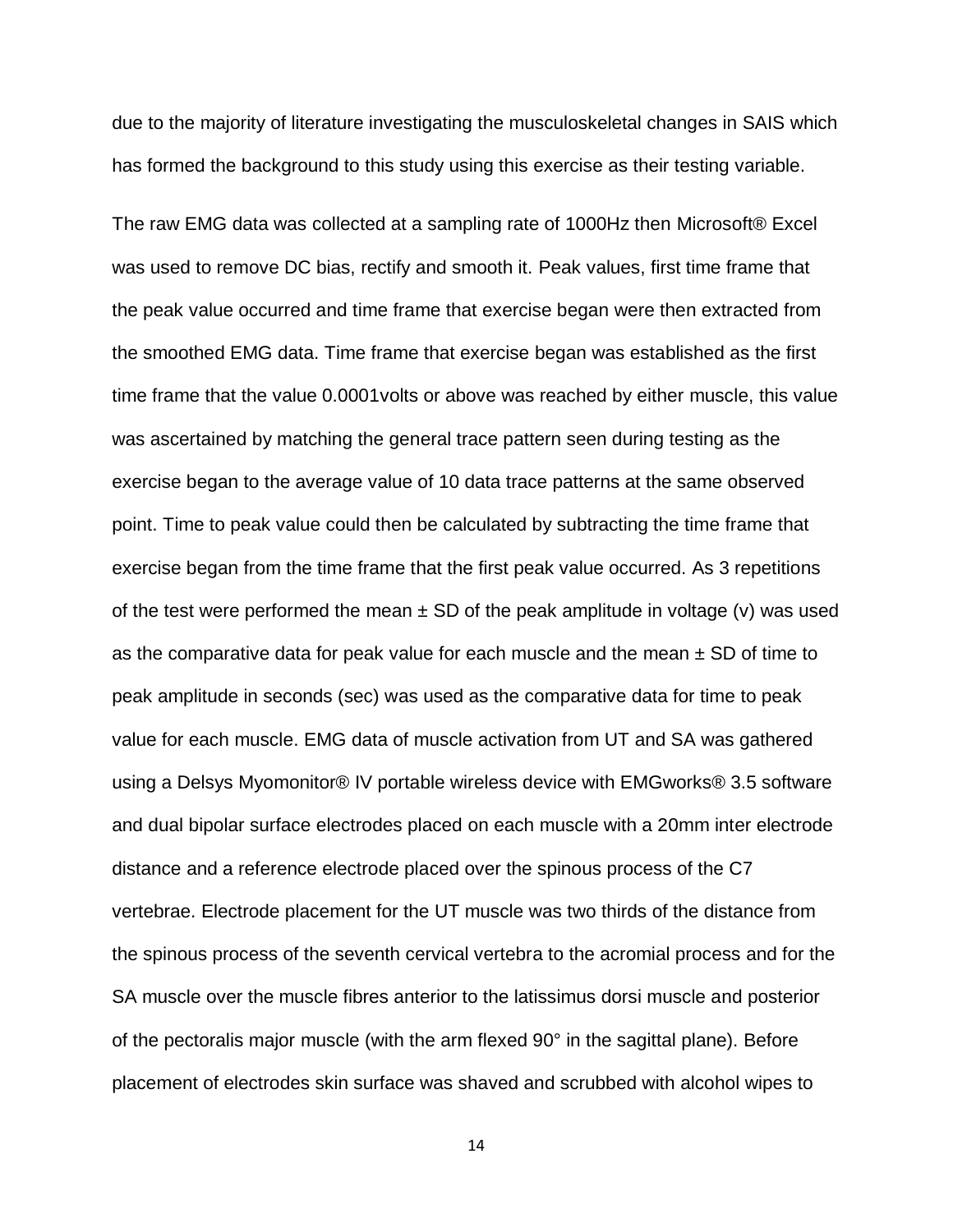due to the majority of literature investigating the musculoskeletal changes in SAIS which has formed the background to this study using this exercise as their testing variable.

The raw EMG data was collected at a sampling rate of 1000Hz then Microsoft® Excel was used to remove DC bias, rectify and smooth it. Peak values, first time frame that the peak value occurred and time frame that exercise began were then extracted from the smoothed EMG data. Time frame that exercise began was established as the first time frame that the value 0.0001volts or above was reached by either muscle, this value was ascertained by matching the general trace pattern seen during testing as the exercise began to the average value of 10 data trace patterns at the same observed point. Time to peak value could then be calculated by subtracting the time frame that exercise began from the time frame that the first peak value occurred. As 3 repetitions of the test were performed the mean ± SD of the peak amplitude in voltage (v) was used as the comparative data for peak value for each muscle and the mean ± SD of time to peak amplitude in seconds (sec) was used as the comparative data for time to peak value for each muscle. EMG data of muscle activation from UT and SA was gathered using a Delsys Myomonitor® IV portable wireless device with EMGworks® 3.5 software and dual bipolar surface electrodes placed on each muscle with a 20mm inter electrode distance and a reference electrode placed over the spinous process of the C7 vertebrae. Electrode placement for the UT muscle was two thirds of the distance from the spinous process of the seventh cervical vertebra to the acromial process and for the SA muscle over the muscle fibres anterior to the latissimus dorsi muscle and posterior of the pectoralis major muscle (with the arm flexed 90° in the sagittal plane). Before placement of electrodes skin surface was shaved and scrubbed with alcohol wipes to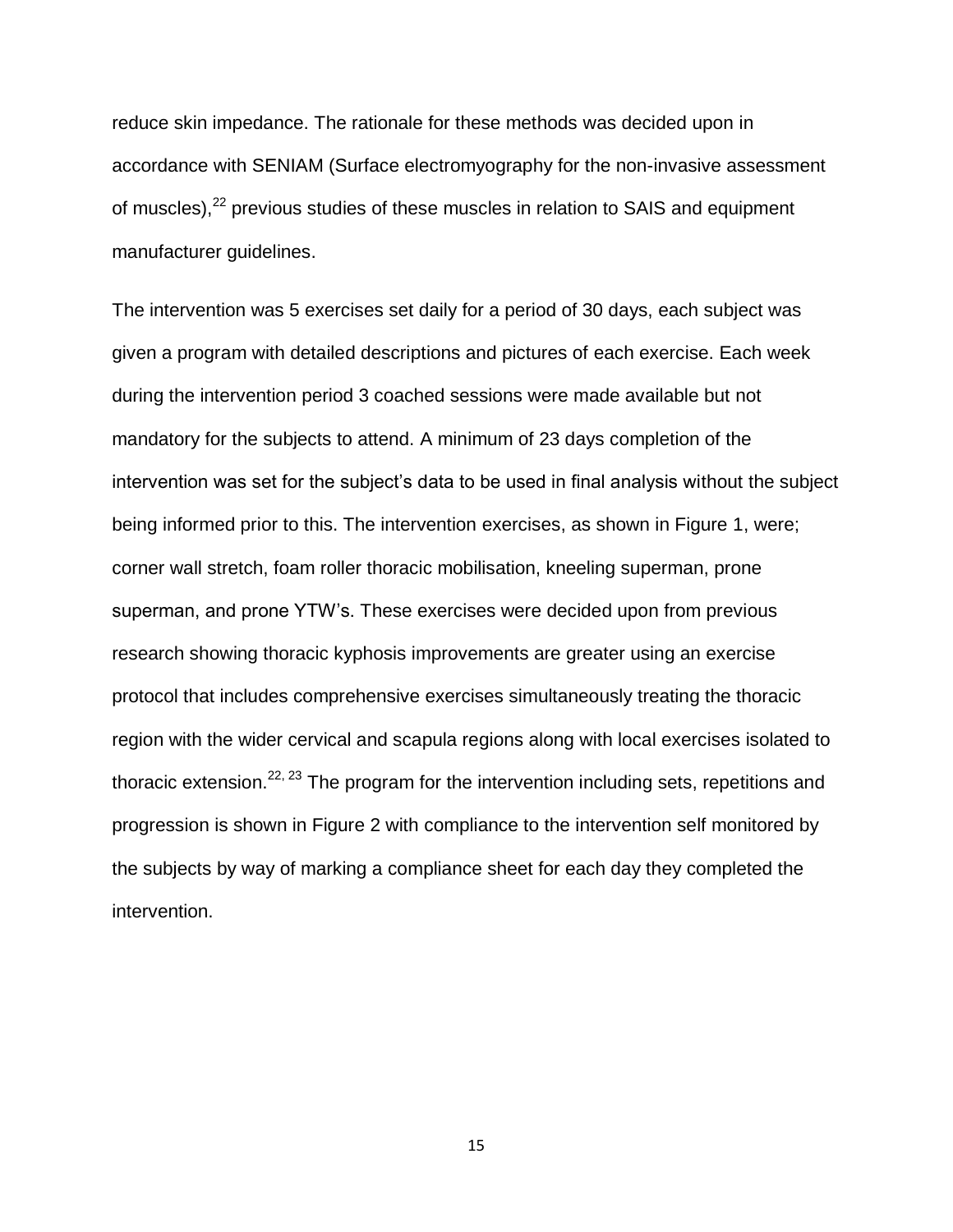reduce skin impedance. The rationale for these methods was decided upon in accordance with SENIAM (Surface electromyography for the non-invasive assessment of muscles),[22] previous studies of these muscles in relation to SAIS and equipment manufacturer guidelines.

The intervention was 5 exercises set daily for a period of 30 days, each subject was given a program with detailed descriptions and pictures of each exercise. Each week during the intervention period 3 coached sessions were made available but not mandatory for the subjects to attend. A minimum of 23 days completion of the intervention was set for the subject's data to be used in final analysis without the subject being informed prior to this. The intervention exercises, as shown in Figure 1, were; corner wall stretch, foam roller thoracic mobilisation, kneeling superman, prone superman, and prone YTW's. These exercises were decided upon from previous research showing thoracic kyphosis improvements are greater using an exercise protocol that includes comprehensive exercises simultaneously treating the thoracic region with the wider cervical and scapula regions along with local exercises isolated to thoracic extension.[22, 23] The program for the intervention including sets, repetitions and progression is shown in Figure 2 with compliance to the intervention self monitored by the subjects by way of marking a compliance sheet for each day they completed the intervention.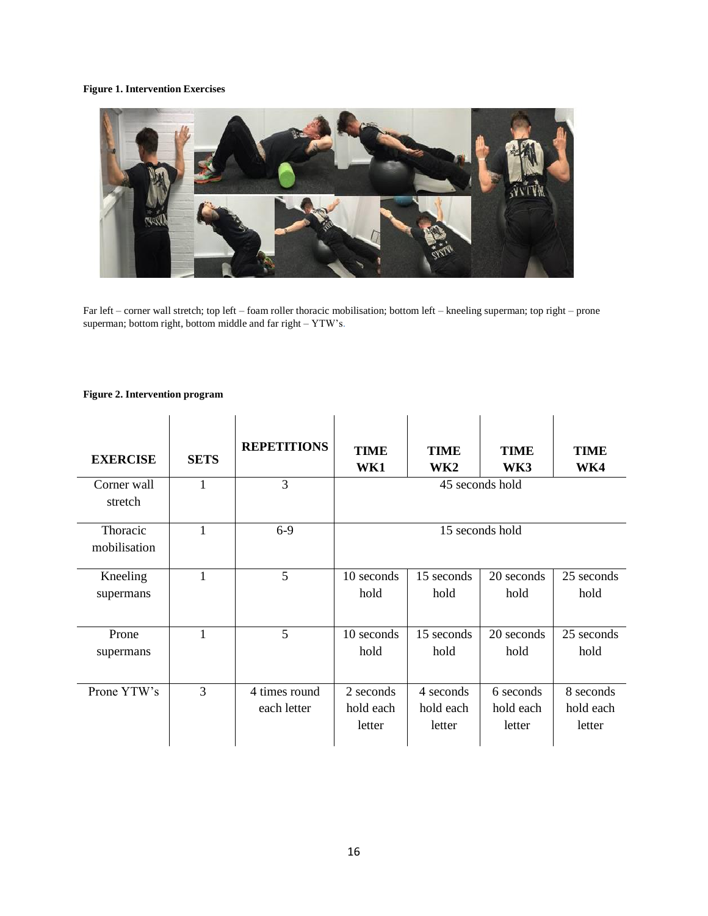**Figure 1. Intervention Exercises**

Far left – corner wall stretch; top left – foam roller thoracic mobilisation; bottom left – kneeling superman; top right – prone superman; bottom right, bottom middle and far right – YTW's.

**Figure 2. Intervention program**

| EXERCISE | SETS | REPETITIONS | TIME WK1 | TIME WK2 | TIME WK3 | TIME WK4 |
|---|---|---|---|---|---|---|
| Corner wall stretch | 1 | 3 | 45 seconds hold | | | |
| Thoracic mobilisation | 1 | 6-9 | 15 seconds hold | | | |
| Kneeling supermans | 1 | 5 | 10 seconds hold | 15 seconds hold | 20 seconds hold | 25 seconds hold |
| Prone supermans | 1 | 5 | 10 seconds hold | 15 seconds hold | 20 seconds hold | 25 seconds hold |
| Prone YTW's | 3 | 4 times round each letter | 2 seconds hold each letter | 4 seconds hold each letter | 6 seconds hold each letter | 8 seconds hold each letter |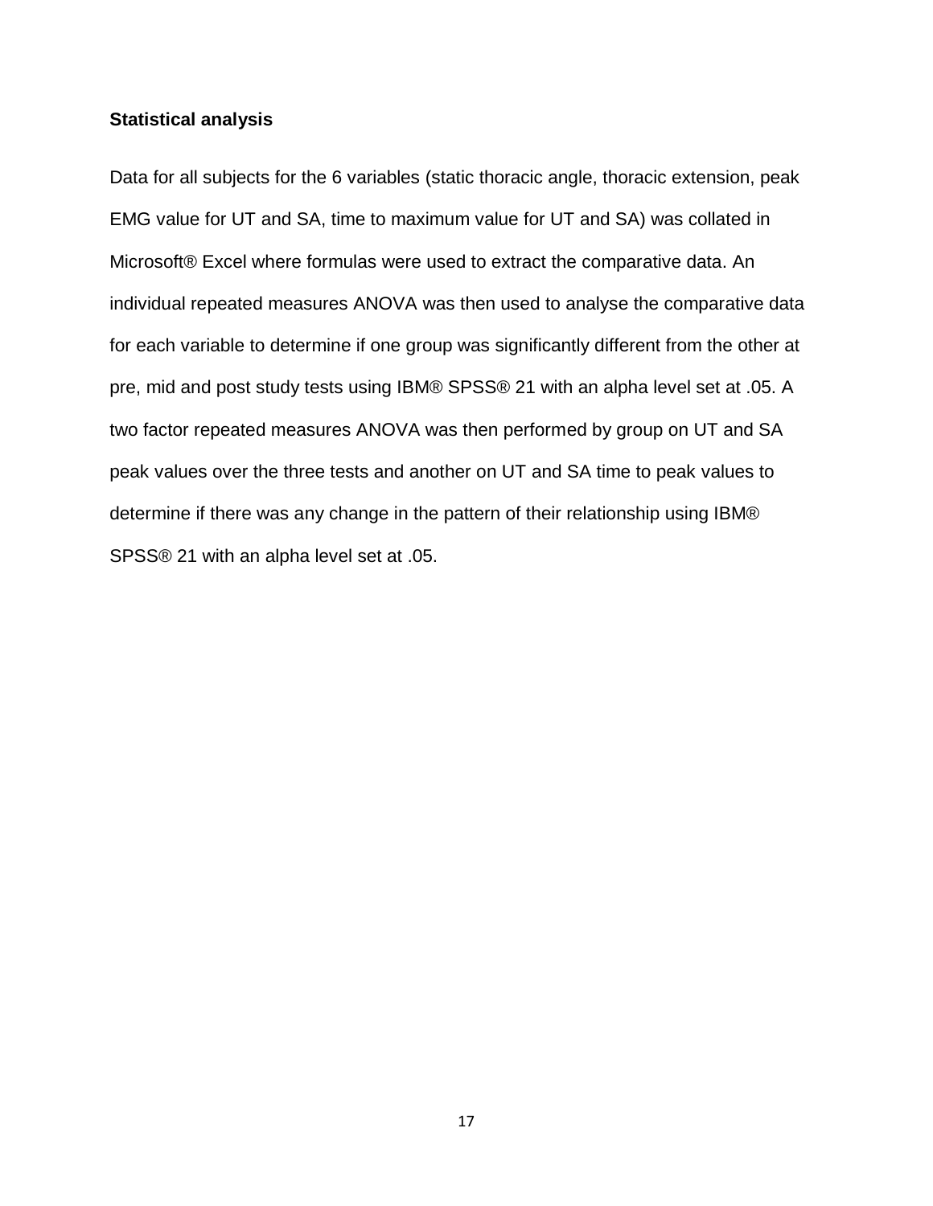**Statistical analysis**

Data for all subjects for the 6 variables (static thoracic angle, thoracic extension, peak EMG value for UT and SA, time to maximum value for UT and SA) was collated in Microsoft® Excel where formulas were used to extract the comparative data. An individual repeated measures ANOVA was then used to analyse the comparative data for each variable to determine if one group was significantly different from the other at pre, mid and post study tests using IBM® SPSS® 21 with an alpha level set at .05. A two factor repeated measures ANOVA was then performed by group on UT and SA peak values over the three tests and another on UT and SA time to peak values to determine if there was any change in the pattern of their relationship using IBM® SPSS® 21 with an alpha level set at .05.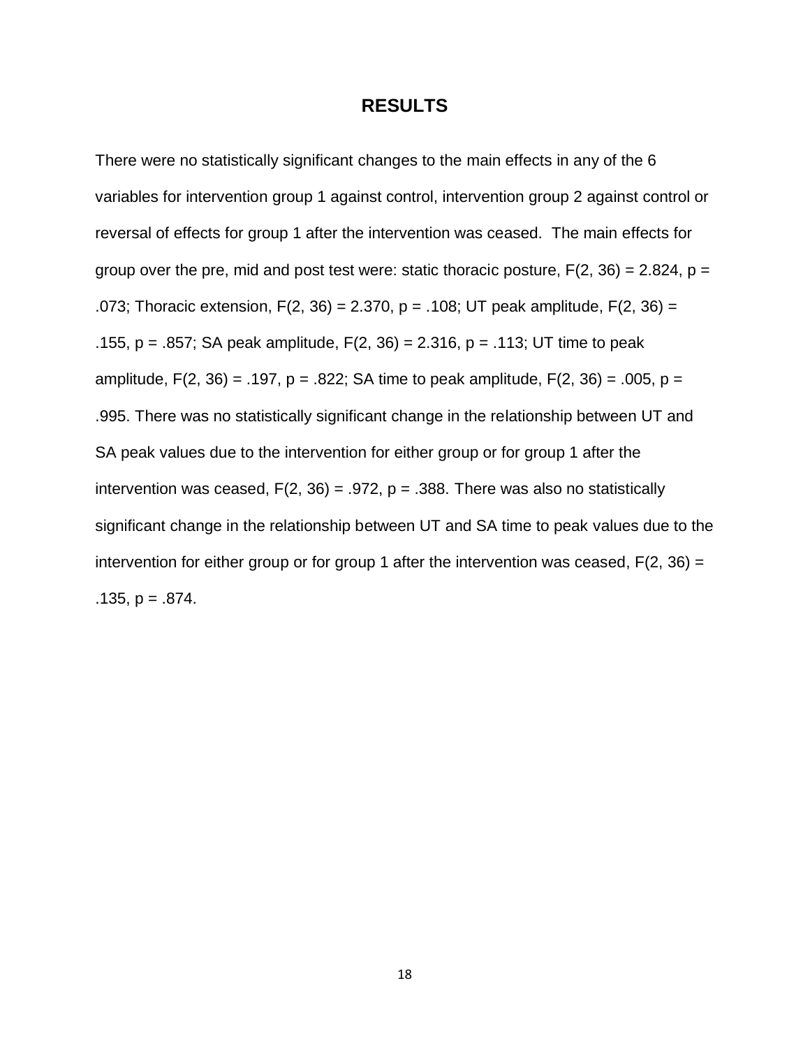# RESULTS

There were no statistically significant changes to the main effects in any of the 6 variables for intervention group 1 against control, intervention group 2 against control or reversal of effects for group 1 after the intervention was ceased. The main effects for group over the pre, mid and post test were: static thoracic posture, $F(2, 36) = 2.824$, $p = .073$; Thoracic extension, $F(2, 36) = 2.370$, $p = .108$; UT peak amplitude, $F(2, 36) = .155$, $p = .857$; SA peak amplitude, $F(2, 36) = 2.316$, $p = .113$; UT time to peak amplitude, $F(2, 36) = .197$, $p = .822$; SA time to peak amplitude, $F(2, 36) = .005$, $p = .995$. There was no statistically significant change in the relationship between UT and SA peak values due to the intervention for either group or for group 1 after the intervention was ceased, $F(2, 36) = .972$, $p = .388$. There was also no statistically significant change in the relationship between UT and SA time to peak values due to the intervention for either group or for group 1 after the intervention was ceased, $F(2, 36) = .135$, $p = .874$.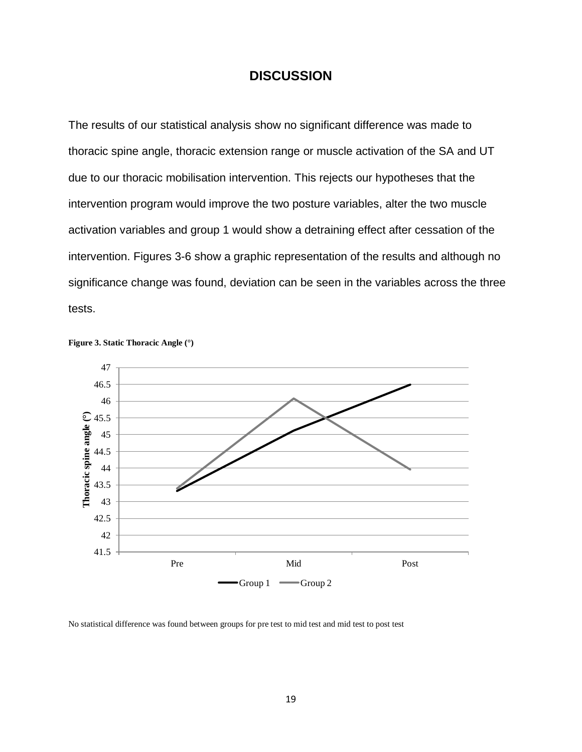# DISCUSSION

The results of our statistical analysis show no significant difference was made to thoracic spine angle, thoracic extension range or muscle activation of the SA and UT due to our thoracic mobilisation intervention. This rejects our hypotheses that the intervention program would improve the two posture variables, alter the two muscle activation variables and group 1 would show a detraining effect after cessation of the intervention. Figures 3-6 show a graphic representation of the results and although no significance change was found, deviation can be seen in the variables across the three tests.

**Figure 3. Static Thoracic Angle (°)**

No statistical difference was found between groups for pre test to mid test and mid test to post test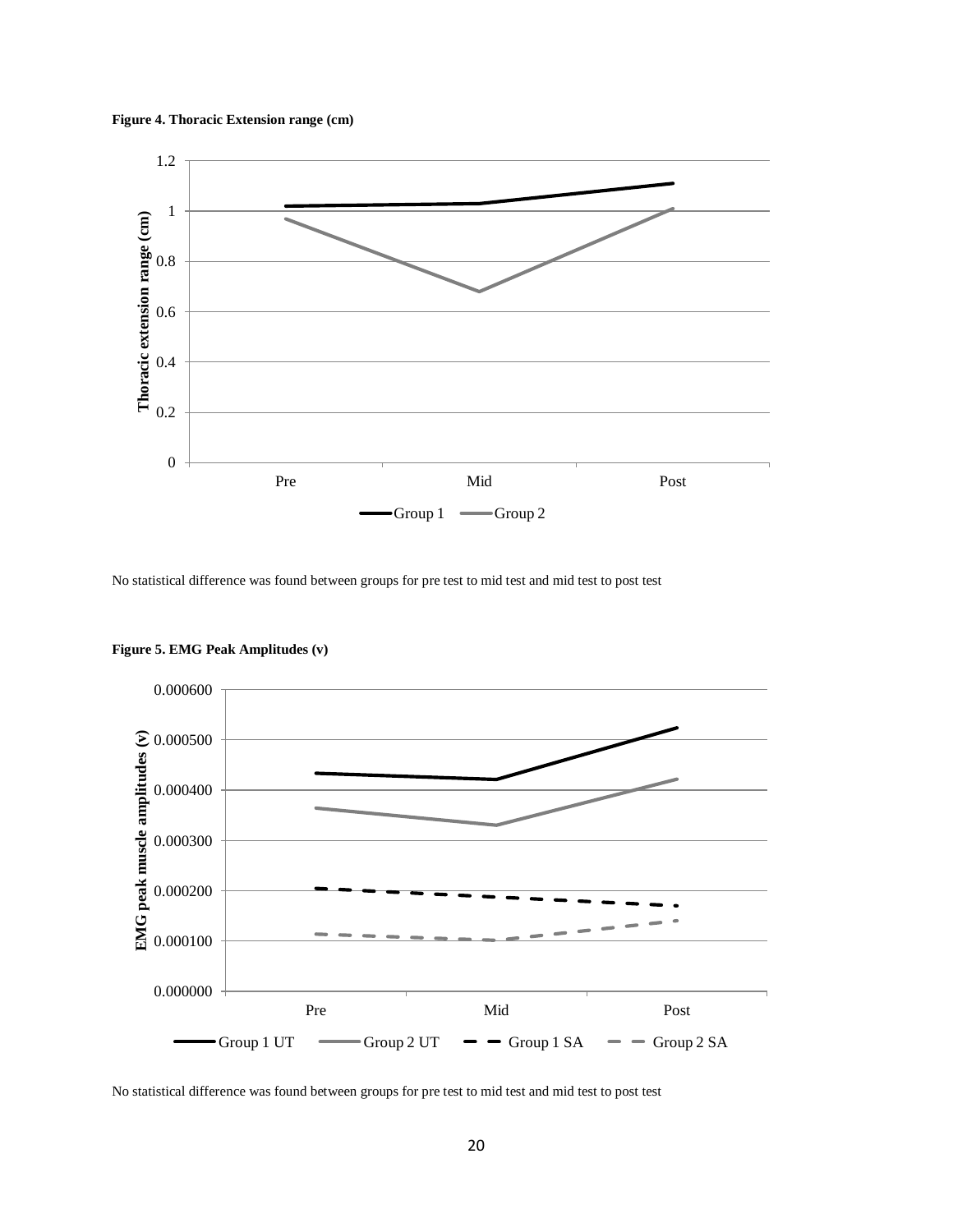**Figure 4. Thoracic Extension range (cm)**

No statistical difference was found between groups for pre test to mid test and mid test to post test

**Figure 5. EMG Peak Amplitudes (v)**

No statistical difference was found between groups for pre test to mid test and mid test to post test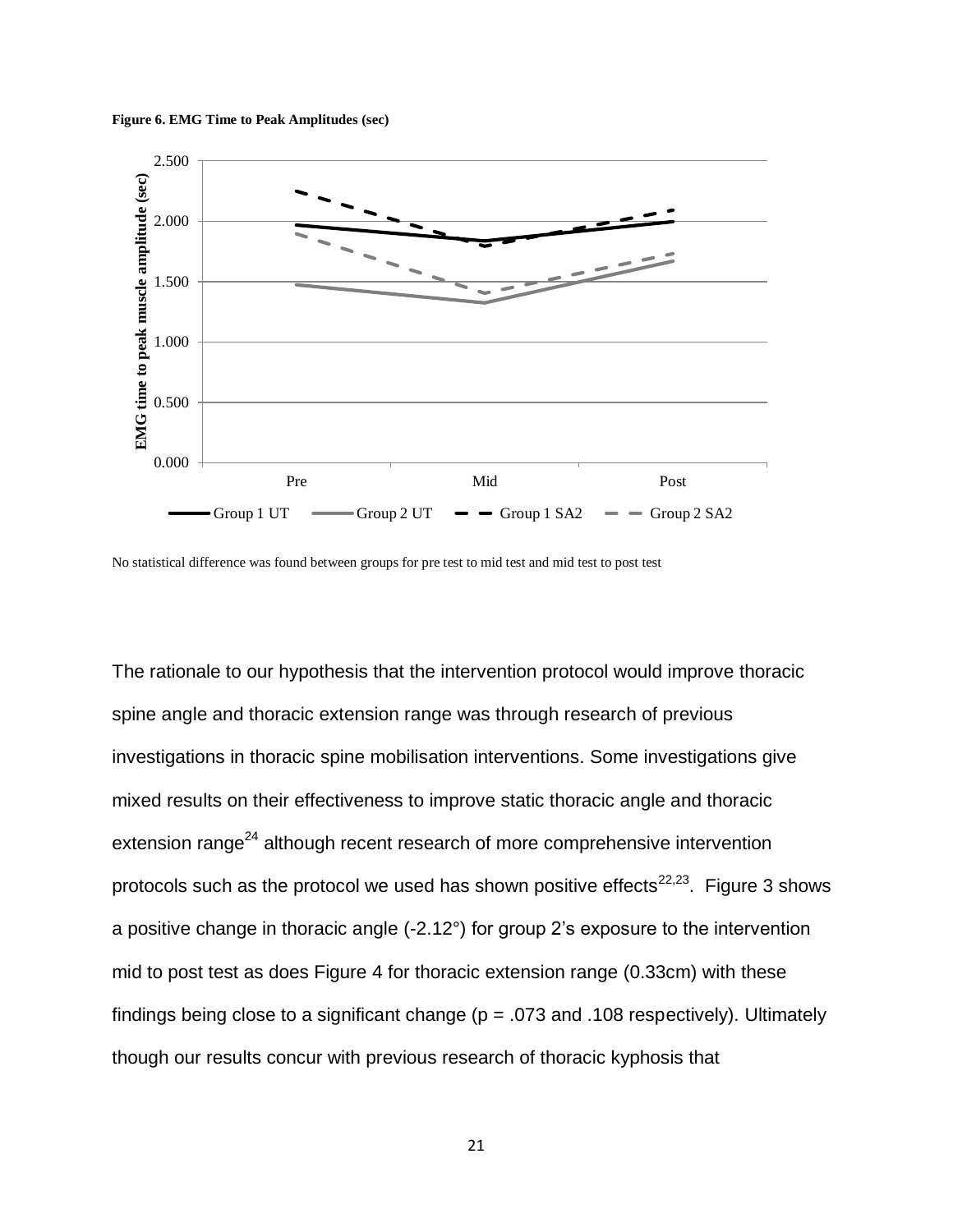**Figure 6. EMG Time to Peak Amplitudes (sec)**

No statistical difference was found between groups for pre test to mid test and mid test to post test

The rationale to our hypothesis that the intervention protocol would improve thoracic spine angle and thoracic extension range was through research of previous investigations in thoracic spine mobilisation interventions. Some investigations give mixed results on their effectiveness to improve static thoracic angle and thoracic extension range[24] although recent research of more comprehensive intervention protocols such as the protocol we used has shown positive effects[22,23]. Figure 3 shows a positive change in thoracic angle (-2.12°) for group 2's exposure to the intervention mid to post test as does Figure 4 for thoracic extension range (0.33cm) with these findings being close to a significant change ($p = .073$ and $.108$ respectively). Ultimately though our results concur with previous research of thoracic kyphosis that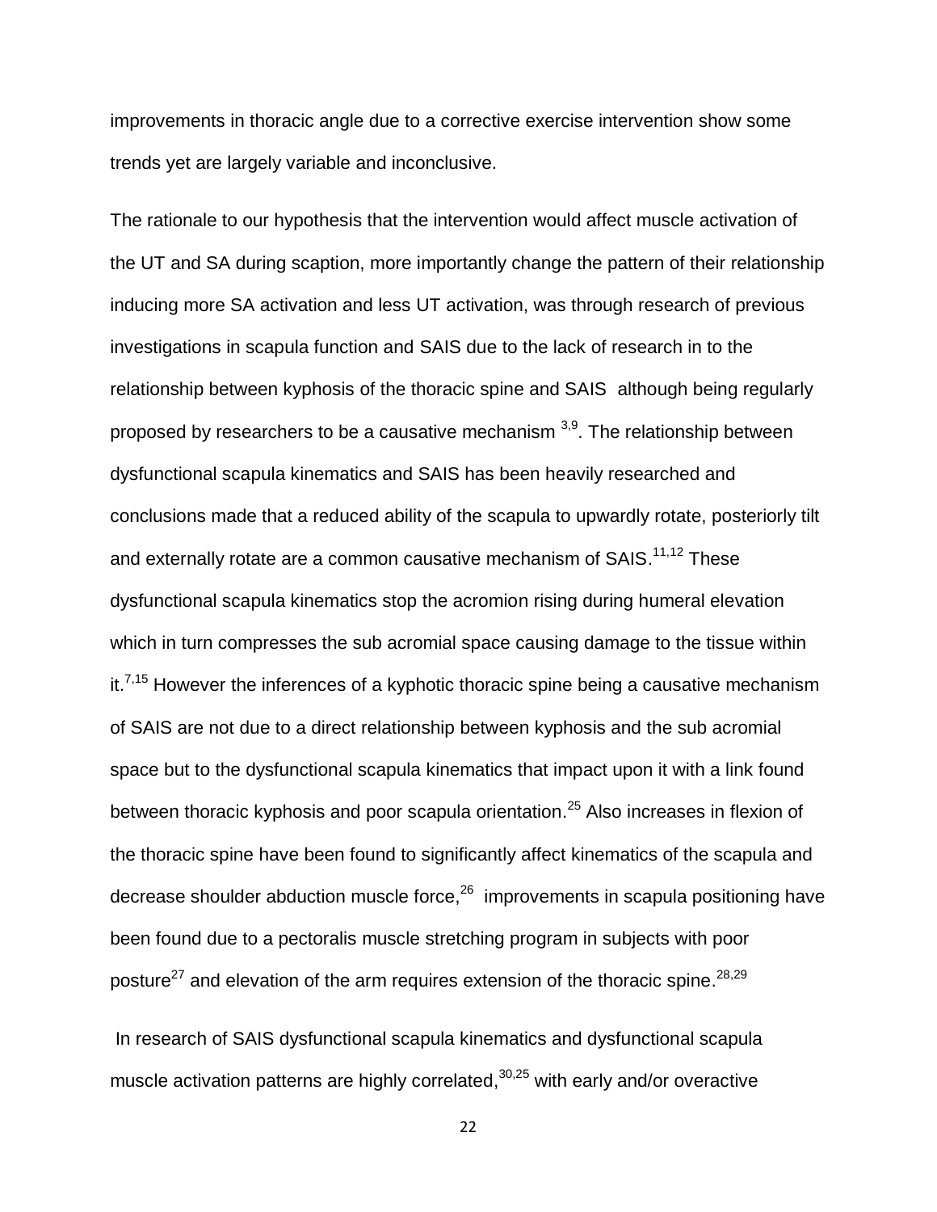improvements in thoracic angle due to a corrective exercise intervention show some trends yet are largely variable and inconclusive.

The rationale to our hypothesis that the intervention would affect muscle activation of the UT and SA during scaption, more importantly change the pattern of their relationship inducing more SA activation and less UT activation, was through research of previous investigations in scapula function and SAIS due to the lack of research in to the relationship between kyphosis of the thoracic spine and SAIS although being regularly proposed by researchers to be a causative mechanism [3,9]. The relationship between dysfunctional scapula kinematics and SAIS has been heavily researched and conclusions made that a reduced ability of the scapula to upwardly rotate, posteriorly tilt and externally rotate are a common causative mechanism of SAIS.[11,12] These dysfunctional scapula kinematics stop the acromion rising during humeral elevation which in turn compresses the sub acromial space causing damage to the tissue within it.[7,15] However the inferences of a kyphotic thoracic spine being a causative mechanism of SAIS are not due to a direct relationship between kyphosis and the sub acromial space but to the dysfunctional scapula kinematics that impact upon it with a link found between thoracic kyphosis and poor scapula orientation.[25] Also increases in flexion of the thoracic spine have been found to significantly affect kinematics of the scapula and decrease shoulder abduction muscle force,[26] improvements in scapula positioning have been found due to a pectoralis muscle stretching program in subjects with poor posture[27] and elevation of the arm requires extension of the thoracic spine.[28,29]

In research of SAIS dysfunctional scapula kinematics and dysfunctional scapula muscle activation patterns are highly correlated,[30,25] with early and/or overactive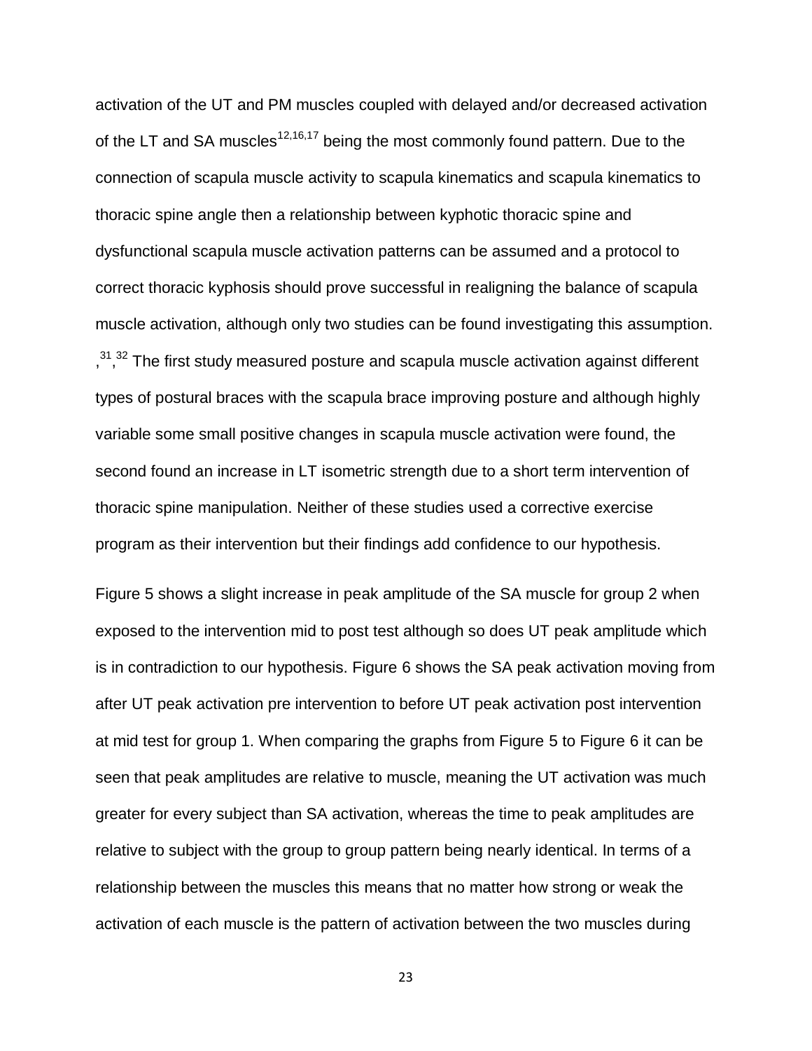activation of the UT and PM muscles coupled with delayed and/or decreased activation of the LT and SA muscles[12,16,17] being the most commonly found pattern. Due to the connection of scapula muscle activity to scapula kinematics and scapula kinematics to thoracic spine angle then a relationship between kyphotic thoracic spine and dysfunctional scapula muscle activation patterns can be assumed and a protocol to correct thoracic kyphosis should prove successful in realigning the balance of scapula muscle activation, although only two studies can be found investigating this assumption. ,[31],[32] The first study measured posture and scapula muscle activation against different types of postural braces with the scapula brace improving posture and although highly variable some small positive changes in scapula muscle activation were found, the second found an increase in LT isometric strength due to a short term intervention of thoracic spine manipulation. Neither of these studies used a corrective exercise program as their intervention but their findings add confidence to our hypothesis.

Figure 5 shows a slight increase in peak amplitude of the SA muscle for group 2 when exposed to the intervention mid to post test although so does UT peak amplitude which is in contradiction to our hypothesis. Figure 6 shows the SA peak activation moving from after UT peak activation pre intervention to before UT peak activation post intervention at mid test for group 1. When comparing the graphs from Figure 5 to Figure 6 it can be seen that peak amplitudes are relative to muscle, meaning the UT activation was much greater for every subject than SA activation, whereas the time to peak amplitudes are relative to subject with the group to group pattern being nearly identical. In terms of a relationship between the muscles this means that no matter how strong or weak the activation of each muscle is the pattern of activation between the two muscles during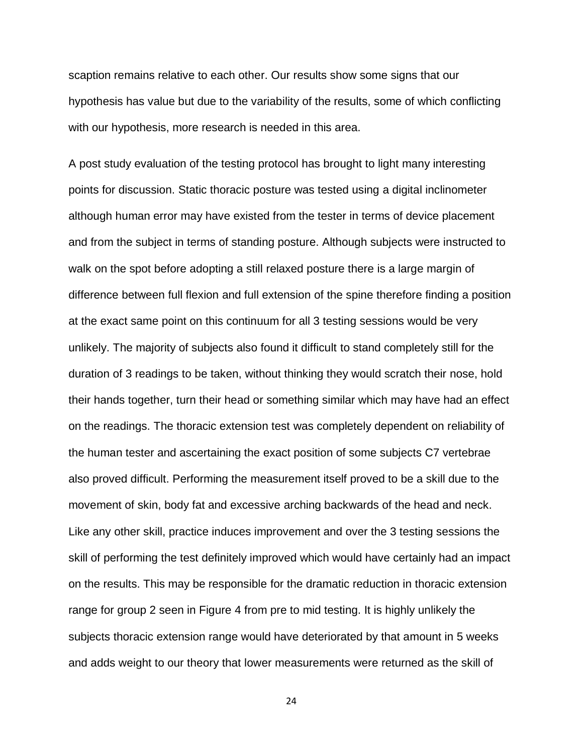scaption remains relative to each other. Our results show some signs that our hypothesis has value but due to the variability of the results, some of which conflicting with our hypothesis, more research is needed in this area.

A post study evaluation of the testing protocol has brought to light many interesting points for discussion. Static thoracic posture was tested using a digital inclinometer although human error may have existed from the tester in terms of device placement and from the subject in terms of standing posture. Although subjects were instructed to walk on the spot before adopting a still relaxed posture there is a large margin of difference between full flexion and full extension of the spine therefore finding a position at the exact same point on this continuum for all 3 testing sessions would be very unlikely. The majority of subjects also found it difficult to stand completely still for the duration of 3 readings to be taken, without thinking they would scratch their nose, hold their hands together, turn their head or something similar which may have had an effect on the readings. The thoracic extension test was completely dependent on reliability of the human tester and ascertaining the exact position of some subjects C7 vertebrae also proved difficult. Performing the measurement itself proved to be a skill due to the movement of skin, body fat and excessive arching backwards of the head and neck. Like any other skill, practice induces improvement and over the 3 testing sessions the skill of performing the test definitely improved which would have certainly had an impact on the results. This may be responsible for the dramatic reduction in thoracic extension range for group 2 seen in Figure 4 from pre to mid testing. It is highly unlikely the subjects thoracic extension range would have deteriorated by that amount in 5 weeks and adds weight to our theory that lower measurements were returned as the skill of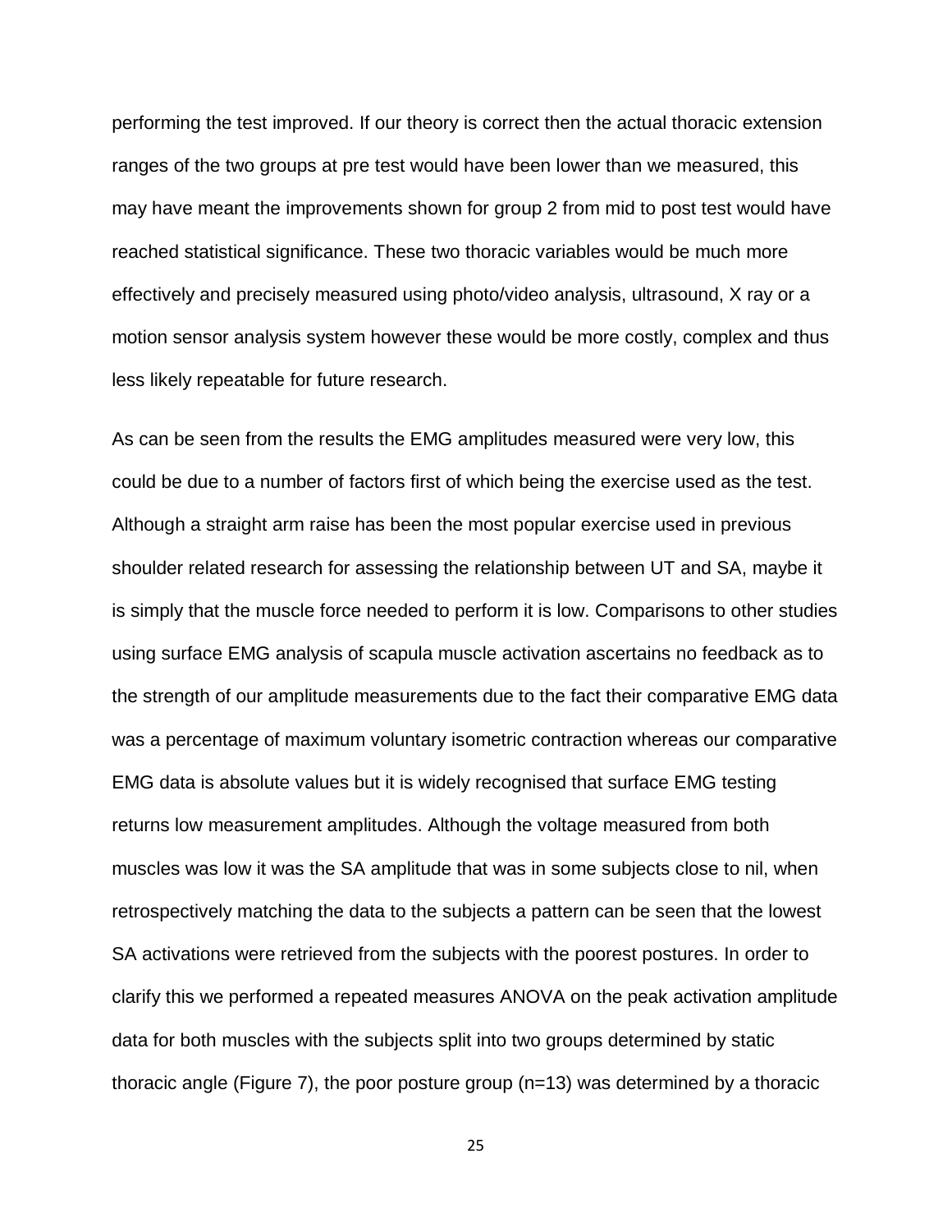performing the test improved. If our theory is correct then the actual thoracic extension ranges of the two groups at pre test would have been lower than we measured, this may have meant the improvements shown for group 2 from mid to post test would have reached statistical significance. These two thoracic variables would be much more effectively and precisely measured using photo/video analysis, ultrasound, X ray or a motion sensor analysis system however these would be more costly, complex and thus less likely repeatable for future research.

As can be seen from the results the EMG amplitudes measured were very low, this could be due to a number of factors first of which being the exercise used as the test. Although a straight arm raise has been the most popular exercise used in previous shoulder related research for assessing the relationship between UT and SA, maybe it is simply that the muscle force needed to perform it is low. Comparisons to other studies using surface EMG analysis of scapula muscle activation ascertains no feedback as to the strength of our amplitude measurements due to the fact their comparative EMG data was a percentage of maximum voluntary isometric contraction whereas our comparative EMG data is absolute values but it is widely recognised that surface EMG testing returns low measurement amplitudes. Although the voltage measured from both muscles was low it was the SA amplitude that was in some subjects close to nil, when retrospectively matching the data to the subjects a pattern can be seen that the lowest SA activations were retrieved from the subjects with the poorest postures. In order to clarify this we performed a repeated measures ANOVA on the peak activation amplitude data for both muscles with the subjects split into two groups determined by static thoracic angle (Figure 7), the poor posture group (n=13) was determined by a thoracic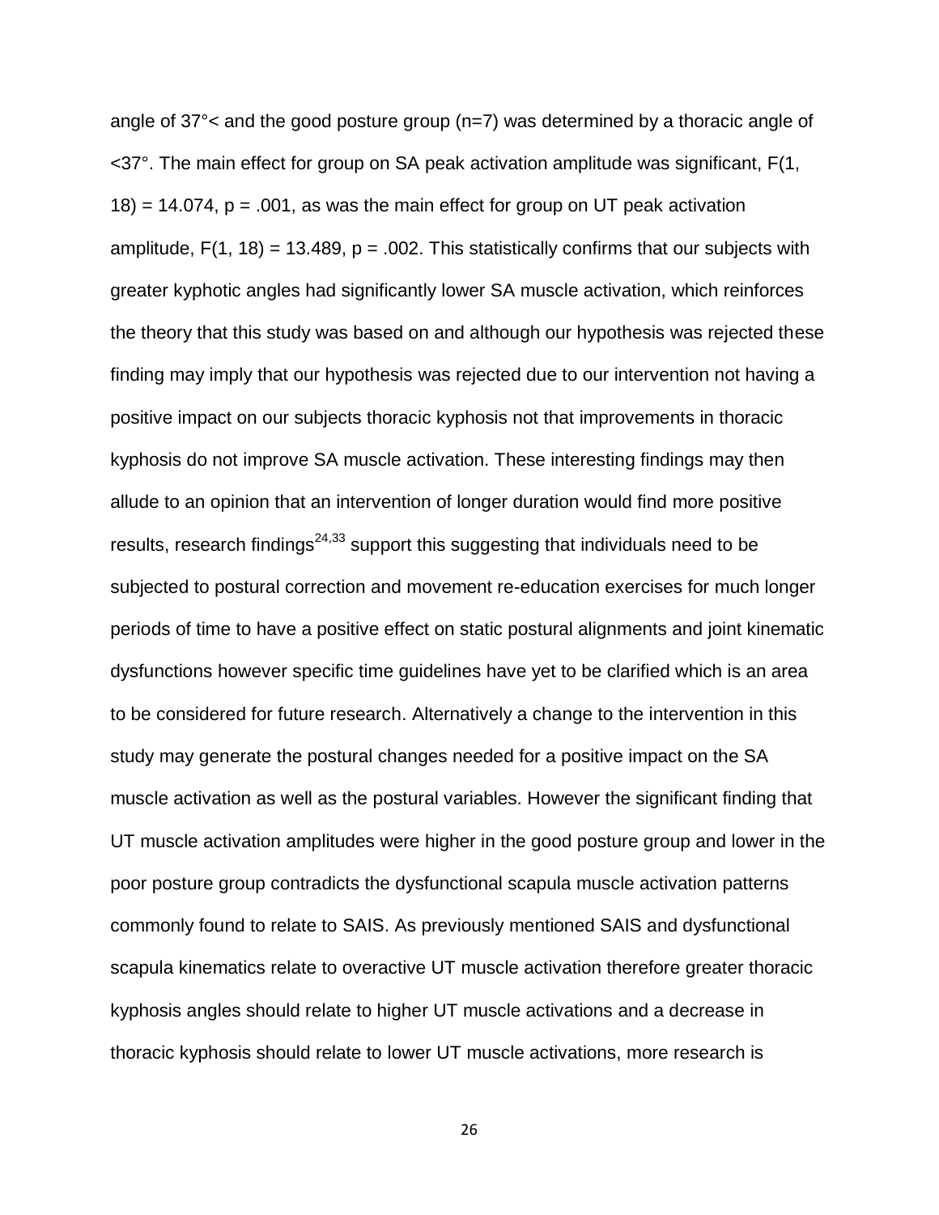angle of 37°< and the good posture group (n=7) was determined by a thoracic angle of <37°. The main effect for group on SA peak activation amplitude was significant, $F(1, 18) = 14.074$, $p = .001$, as was the main effect for group on UT peak activation amplitude, $F(1, 18) = 13.489$, $p = .002$. This statistically confirms that our subjects with greater kyphotic angles had significantly lower SA muscle activation, which reinforces the theory that this study was based on and although our hypothesis was rejected these finding may imply that our hypothesis was rejected due to our intervention not having a positive impact on our subjects thoracic kyphosis not that improvements in thoracic kyphosis do not improve SA muscle activation. These interesting findings may then allude to an opinion that an intervention of longer duration would find more positive results, research findings[24,33] support this suggesting that individuals need to be subjected to postural correction and movement re-education exercises for much longer periods of time to have a positive effect on static postural alignments and joint kinematic dysfunctions however specific time guidelines have yet to be clarified which is an area to be considered for future research. Alternatively a change to the intervention in this study may generate the postural changes needed for a positive impact on the SA muscle activation as well as the postural variables. However the significant finding that UT muscle activation amplitudes were higher in the good posture group and lower in the poor posture group contradicts the dysfunctional scapula muscle activation patterns commonly found to relate to SAIS. As previously mentioned SAIS and dysfunctional scapula kinematics relate to overactive UT muscle activation therefore greater thoracic kyphosis angles should relate to higher UT muscle activations and a decrease in thoracic kyphosis should relate to lower UT muscle activations, more research is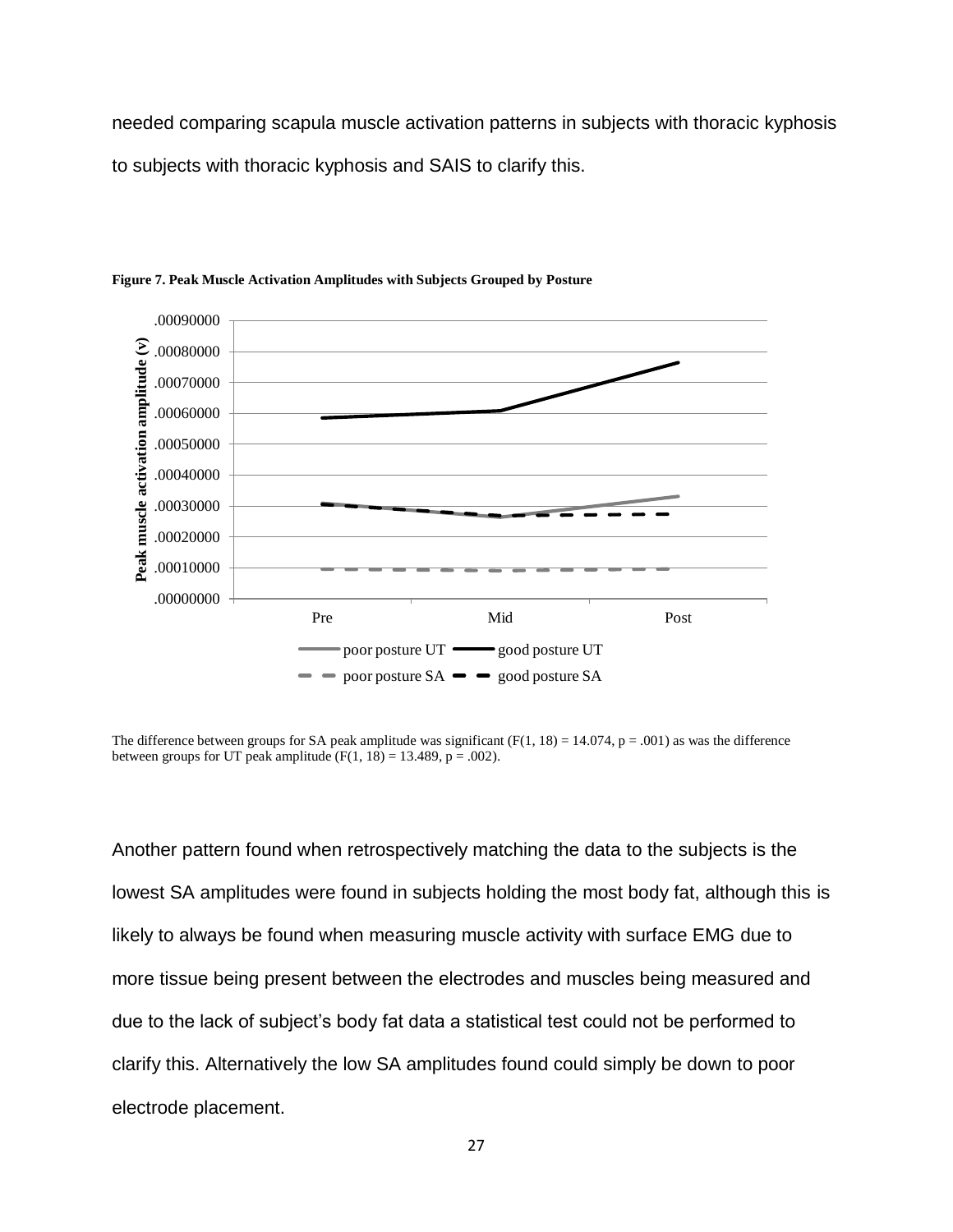needed comparing scapula muscle activation patterns in subjects with thoracic kyphosis to subjects with thoracic kyphosis and SAIS to clarify this.

**Figure 7. Peak Muscle Activation Amplitudes with Subjects Grouped by Posture**

The difference between groups for SA peak amplitude was significant ($F(1, 18) = 14.074$, $p = .001$) as was the difference between groups for UT peak amplitude ($F(1, 18) = 13.489$, $p = .002$).

Another pattern found when retrospectively matching the data to the subjects is the lowest SA amplitudes were found in subjects holding the most body fat, although this is likely to always be found when measuring muscle activity with surface EMG due to more tissue being present between the electrodes and muscles being measured and due to the lack of subject's body fat data a statistical test could not be performed to clarify this. Alternatively the low SA amplitudes found could simply be down to poor electrode placement.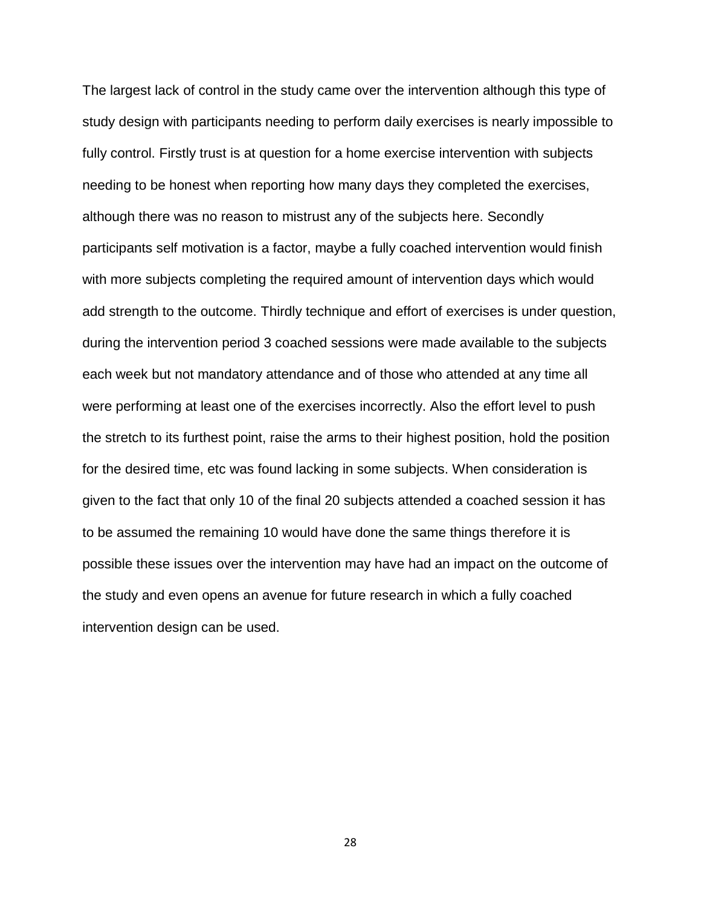The largest lack of control in the study came over the intervention although this type of study design with participants needing to perform daily exercises is nearly impossible to fully control. Firstly trust is at question for a home exercise intervention with subjects needing to be honest when reporting how many days they completed the exercises, although there was no reason to mistrust any of the subjects here. Secondly participants self motivation is a factor, maybe a fully coached intervention would finish with more subjects completing the required amount of intervention days which would add strength to the outcome. Thirdly technique and effort of exercises is under question, during the intervention period 3 coached sessions were made available to the subjects each week but not mandatory attendance and of those who attended at any time all were performing at least one of the exercises incorrectly. Also the effort level to push the stretch to its furthest point, raise the arms to their highest position, hold the position for the desired time, etc was found lacking in some subjects. When consideration is given to the fact that only 10 of the final 20 subjects attended a coached session it has to be assumed the remaining 10 would have done the same things therefore it is possible these issues over the intervention may have had an impact on the outcome of the study and even opens an avenue for future research in which a fully coached intervention design can be used.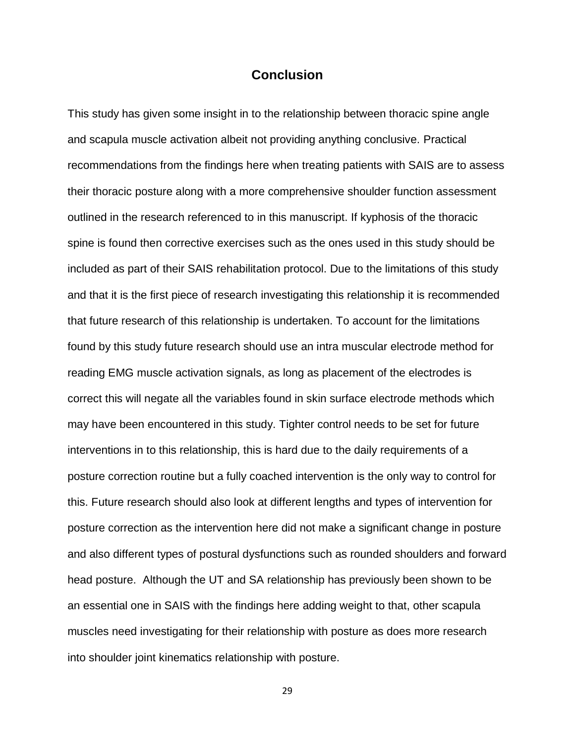# Conclusion

This study has given some insight in to the relationship between thoracic spine angle and scapula muscle activation albeit not providing anything conclusive. Practical recommendations from the findings here when treating patients with SAIS are to assess their thoracic posture along with a more comprehensive shoulder function assessment outlined in the research referenced to in this manuscript. If kyphosis of the thoracic spine is found then corrective exercises such as the ones used in this study should be included as part of their SAIS rehabilitation protocol. Due to the limitations of this study and that it is the first piece of research investigating this relationship it is recommended that future research of this relationship is undertaken. To account for the limitations found by this study future research should use an intra muscular electrode method for reading EMG muscle activation signals, as long as placement of the electrodes is correct this will negate all the variables found in skin surface electrode methods which may have been encountered in this study. Tighter control needs to be set for future interventions in to this relationship, this is hard due to the daily requirements of a posture correction routine but a fully coached intervention is the only way to control for this. Future research should also look at different lengths and types of intervention for posture correction as the intervention here did not make a significant change in posture and also different types of postural dysfunctions such as rounded shoulders and forward head posture. Although the UT and SA relationship has previously been shown to be an essential one in SAIS with the findings here adding weight to that, other scapula muscles need investigating for their relationship with posture as does more research into shoulder joint kinematics relationship with posture.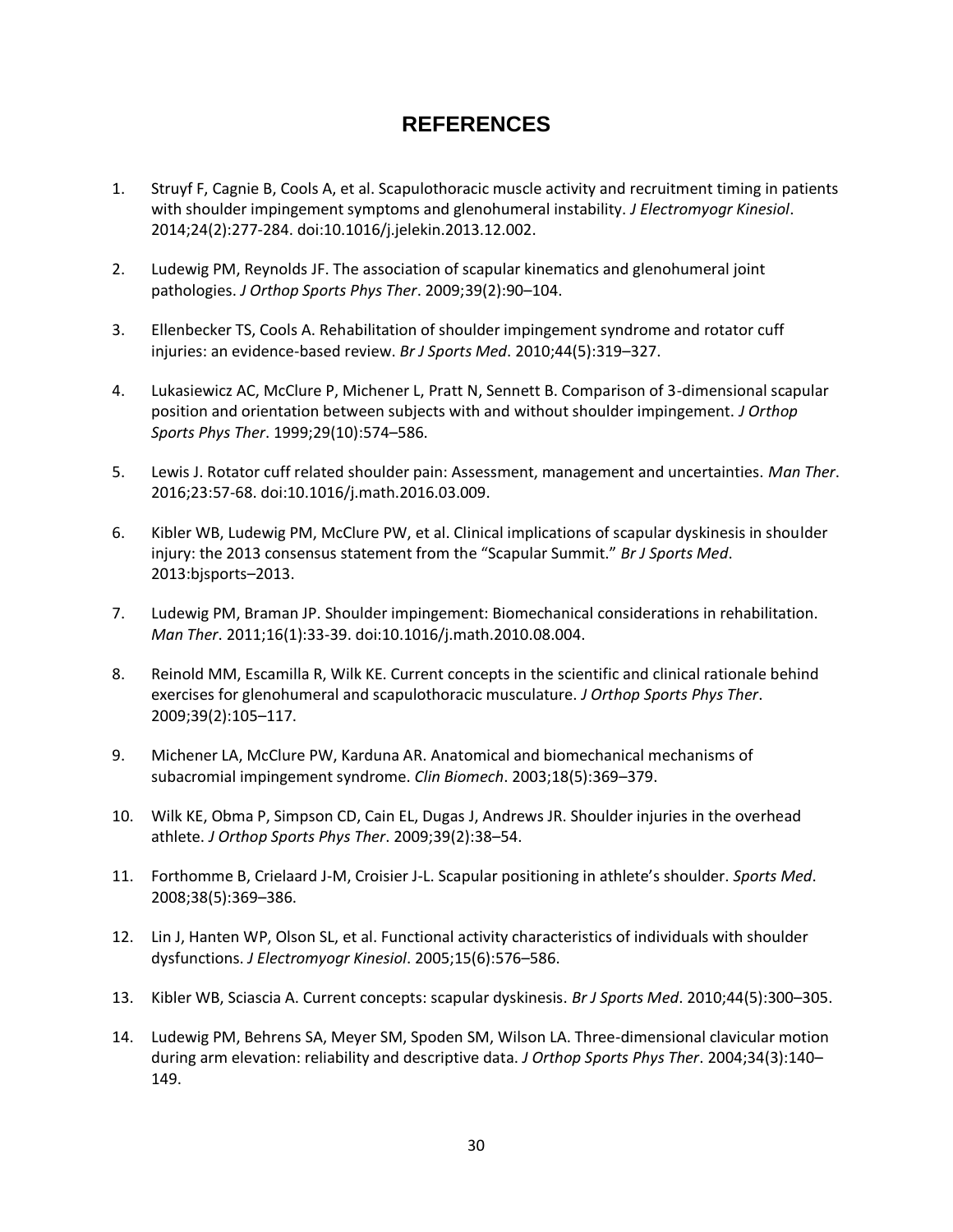# REFERENCES

1. Struyf F, Cagnie B, Cools A, et al. Scapulothoracic muscle activity and recruitment timing in patients with shoulder impingement symptoms and glenohumeral instability. *J Electromyogr Kinesiol*. 2014;24(2):277-284. doi:10.1016/j.jelekin.2013.12.002.

2. Ludewig PM, Reynolds JF. The association of scapular kinematics and glenohumeral joint pathologies. *J Orthop Sports Phys Ther*. 2009;39(2):90–104.

3. Ellenbecker TS, Cools A. Rehabilitation of shoulder impingement syndrome and rotator cuff injuries: an evidence-based review. *Br J Sports Med*. 2010;44(5):319–327.

4. Lukasiewicz AC, McClure P, Michener L, Pratt N, Sennett B. Comparison of 3-dimensional scapular position and orientation between subjects with and without shoulder impingement. *J Orthop Sports Phys Ther*. 1999;29(10):574–586.

5. Lewis J. Rotator cuff related shoulder pain: Assessment, management and uncertainties. *Man Ther*. 2016;23:57-68. doi:10.1016/j.math.2016.03.009.

6. Kibler WB, Ludewig PM, McClure PW, et al. Clinical implications of scapular dyskinesis in shoulder injury: the 2013 consensus statement from the "Scapular Summit." *Br J Sports Med*. 2013:bjsports–2013.

7. Ludewig PM, Braman JP. Shoulder impingement: Biomechanical considerations in rehabilitation. *Man Ther*. 2011;16(1):33-39. doi:10.1016/j.math.2010.08.004.

8. Reinold MM, Escamilla R, Wilk KE. Current concepts in the scientific and clinical rationale behind exercises for glenohumeral and scapulothoracic musculature. *J Orthop Sports Phys Ther*. 2009;39(2):105–117.

9. Michener LA, McClure PW, Karduna AR. Anatomical and biomechanical mechanisms of subacromial impingement syndrome. *Clin Biomech*. 2003;18(5):369–379.

10. Wilk KE, Obma P, Simpson CD, Cain EL, Dugas J, Andrews JR. Shoulder injuries in the overhead athlete. *J Orthop Sports Phys Ther*. 2009;39(2):38–54.

11. Forthomme B, Crielaard J-M, Croisier J-L. Scapular positioning in athlete's shoulder. *Sports Med*. 2008;38(5):369–386.

12. Lin J, Hanten WP, Olson SL, et al. Functional activity characteristics of individuals with shoulder dysfunctions. *J Electromyogr Kinesiol*. 2005;15(6):576–586.

13. Kibler WB, Sciascia A. Current concepts: scapular dyskinesis. *Br J Sports Med*. 2010;44(5):300–305.

14. Ludewig PM, Behrens SA, Meyer SM, Spoden SM, Wilson LA. Three-dimensional clavicular motion during arm elevation: reliability and descriptive data. *J Orthop Sports Phys Ther*. 2004;34(3):140–149.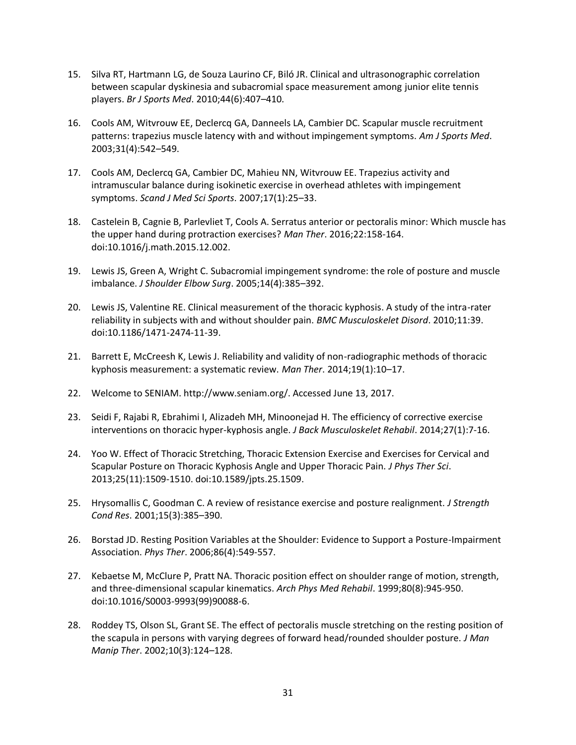15. Silva RT, Hartmann LG, de Souza Laurino CF, Biló JR. Clinical and ultrasonographic correlation between scapular dyskinesia and subacromial space measurement among junior elite tennis players. *Br J Sports Med*. 2010;44(6):407–410.

16. Cools AM, Witvrouw EE, Declercq GA, Danneels LA, Cambier DC. Scapular muscle recruitment patterns: trapezius muscle latency with and without impingement symptoms. *Am J Sports Med*. 2003;31(4):542–549.

17. Cools AM, Declercq GA, Cambier DC, Mahieu NN, Witvrouw EE. Trapezius activity and intramuscular balance during isokinetic exercise in overhead athletes with impingement symptoms. *Scand J Med Sci Sports*. 2007;17(1):25–33.

18. Castelein B, Cagnie B, Parlevliet T, Cools A. Serratus anterior or pectoralis minor: Which muscle has the upper hand during protraction exercises? *Man Ther*. 2016;22:158-164. doi:10.1016/j.math.2015.12.002.

19. Lewis JS, Green A, Wright C. Subacromial impingement syndrome: the role of posture and muscle imbalance. *J Shoulder Elbow Surg*. 2005;14(4):385–392.

20. Lewis JS, Valentine RE. Clinical measurement of the thoracic kyphosis. A study of the intra-rater reliability in subjects with and without shoulder pain. *BMC Musculoskelet Disord*. 2010;11:39. doi:10.1186/1471-2474-11-39.

21. Barrett E, McCreesh K, Lewis J. Reliability and validity of non-radiographic methods of thoracic kyphosis measurement: a systematic review. *Man Ther*. 2014;19(1):10–17.

22. Welcome to SENIAM. http://www.seniam.org/. Accessed June 13, 2017.

23. Seidi F, Rajabi R, Ebrahimi I, Alizadeh MH, Minoonejad H. The efficiency of corrective exercise interventions on thoracic hyper-kyphosis angle. *J Back Musculoskelet Rehabil*. 2014;27(1):7-16.

24. Yoo W. Effect of Thoracic Stretching, Thoracic Extension Exercise and Exercises for Cervical and Scapular Posture on Thoracic Kyphosis Angle and Upper Thoracic Pain. *J Phys Ther Sci*. 2013;25(11):1509-1510. doi:10.1589/jpts.25.1509.

25. Hrysomallis C, Goodman C. A review of resistance exercise and posture realignment. *J Strength Cond Res*. 2001;15(3):385–390.

26. Borstad JD. Resting Position Variables at the Shoulder: Evidence to Support a Posture-Impairment Association. *Phys Ther*. 2006;86(4):549-557.

27. Kebaetse M, McClure P, Pratt NA. Thoracic position effect on shoulder range of motion, strength, and three-dimensional scapular kinematics. *Arch Phys Med Rehabil*. 1999;80(8):945-950. doi:10.1016/S0003-9993(99)90088-6.

28. Roddey TS, Olson SL, Grant SE. The effect of pectoralis muscle stretching on the resting position of the scapula in persons with varying degrees of forward head/rounded shoulder posture. *J Man Manip Ther*. 2002;10(3):124–128.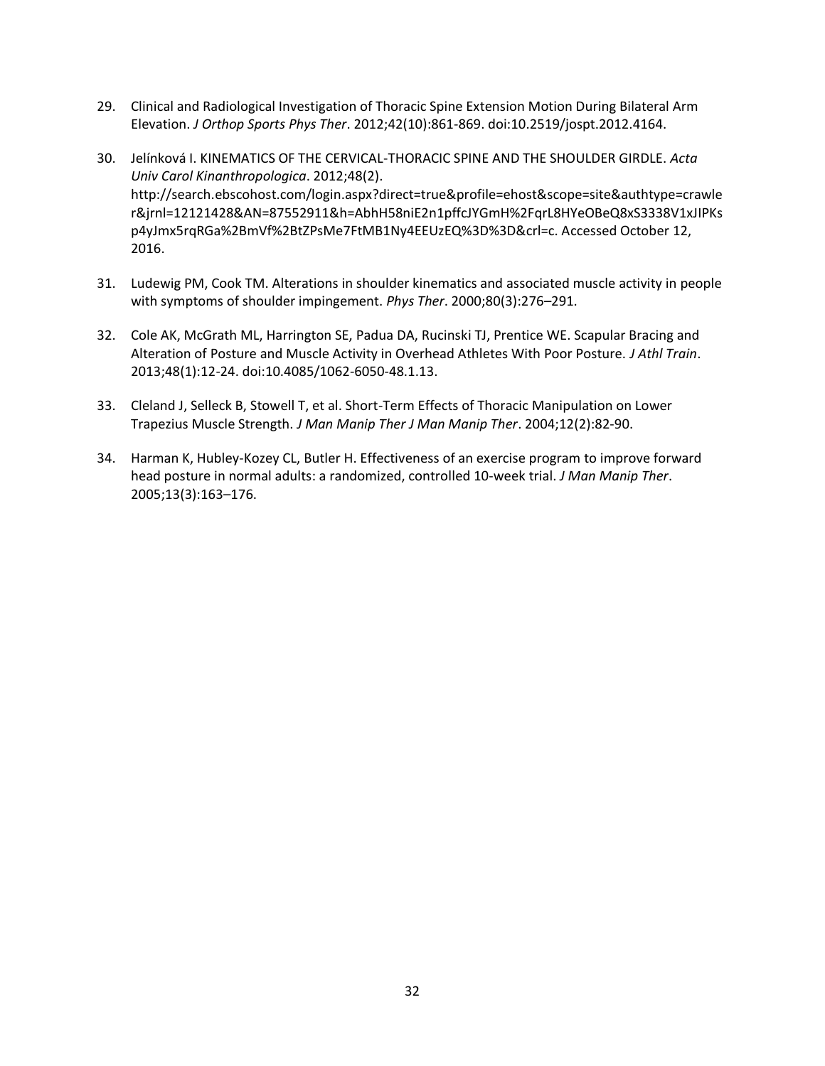29. Clinical and Radiological Investigation of Thoracic Spine Extension Motion During Bilateral Arm Elevation. *J Orthop Sports Phys Ther*. 2012;42(10):861-869. doi:10.2519/jospt.2012.4164.

30. Jelínková I. KINEMATICS OF THE CERVICAL-THORACIC SPINE AND THE SHOULDER GIRDLE. *Acta Univ Carol Kinanthropologica*. 2012;48(2). http://search.ebscohost.com/login.aspx?direct=true&profile=ehost&scope=site&authtype=crawler&jrnl=12121428&AN=87552911&h=AbhH58niE2n1pffcJYGmH%2FqrL8HYeOBeQ8xS3338V1xJIPKsp4yJmx5rqRGa%2BmVf%2BtZPsMe7FtMB1Ny4EEUzEQ%3D%3D&crl=c. Accessed October 12, 2016.

31. Ludewig PM, Cook TM. Alterations in shoulder kinematics and associated muscle activity in people with symptoms of shoulder impingement. *Phys Ther*. 2000;80(3):276–291.

32. Cole AK, McGrath ML, Harrington SE, Padua DA, Rucinski TJ, Prentice WE. Scapular Bracing and Alteration of Posture and Muscle Activity in Overhead Athletes With Poor Posture. *J Athl Train*. 2013;48(1):12-24. doi:10.4085/1062-6050-48.1.13.

33. Cleland J, Selleck B, Stowell T, et al. Short-Term Effects of Thoracic Manipulation on Lower Trapezius Muscle Strength. *J Man Manip Ther J Man Manip Ther*. 2004;12(2):82-90.

34. Harman K, Hubley-Kozey CL, Butler H. Effectiveness of an exercise program to improve forward head posture in normal adults: a randomized, controlled 10-week trial. *J Man Manip Ther*. 2005;13(3):163–176.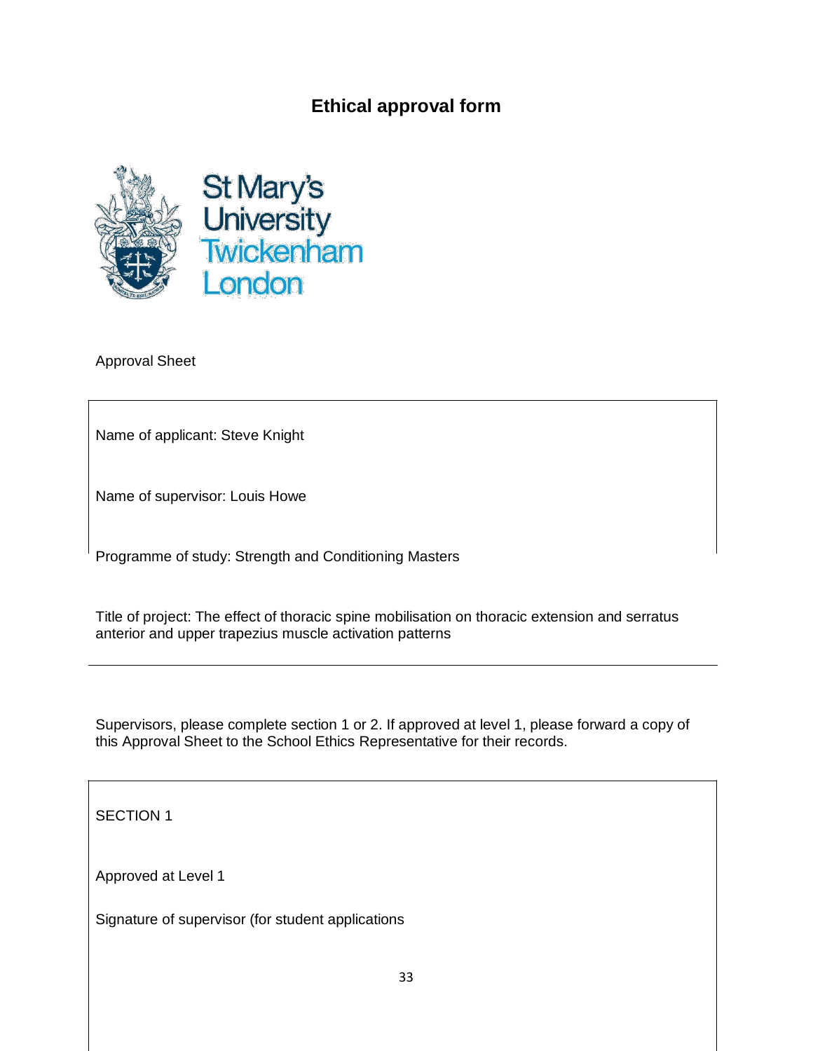# Ethical approval form

St Mary's University Twickenham London

Approval Sheet

Name of applicant: Steve Knight

Name of supervisor: Louis Howe

Programme of study: Strength and Conditioning Masters

Title of project: The effect of thoracic spine mobilisation on thoracic extension and serratus anterior and upper trapezius muscle activation patterns

Supervisors, please complete section 1 or 2. If approved at level 1, please forward a copy of this Approval Sheet to the School Ethics Representative for their records.

SECTION 1

Approved at Level 1

Signature of supervisor (for student applications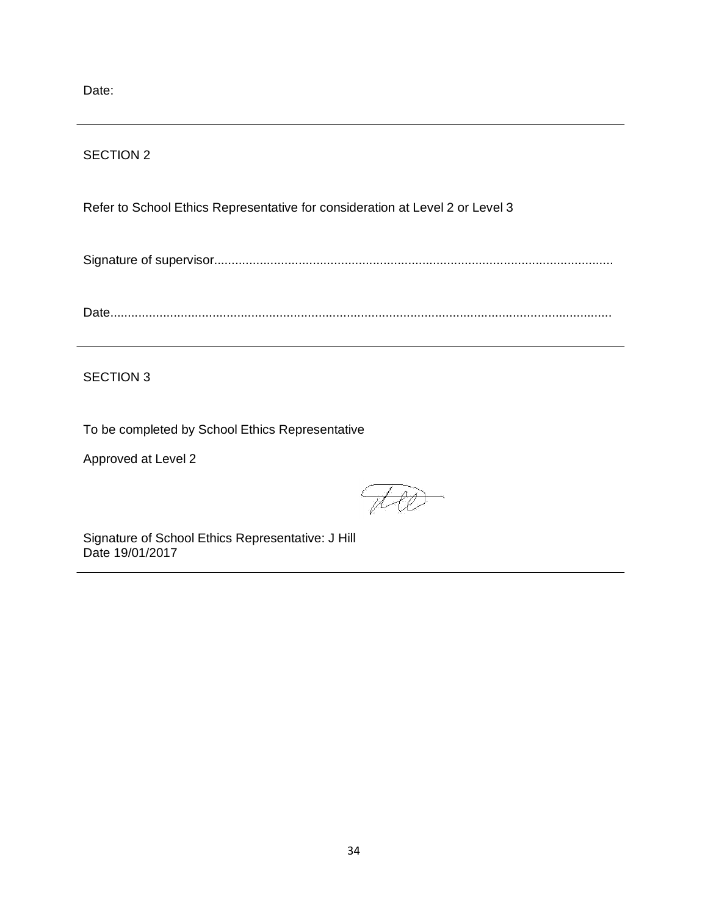Date:

---

SECTION 2

Refer to School Ethics Representative for consideration at Level 2 or Level 3

Signature of supervisor..................................................................................................................

Date............................................................................................................................................

---

SECTION 3

To be completed by School Ethics Representative

Approved at Level 2

Signature of School Ethics Representative: J Hill
Date 19/01/2017

---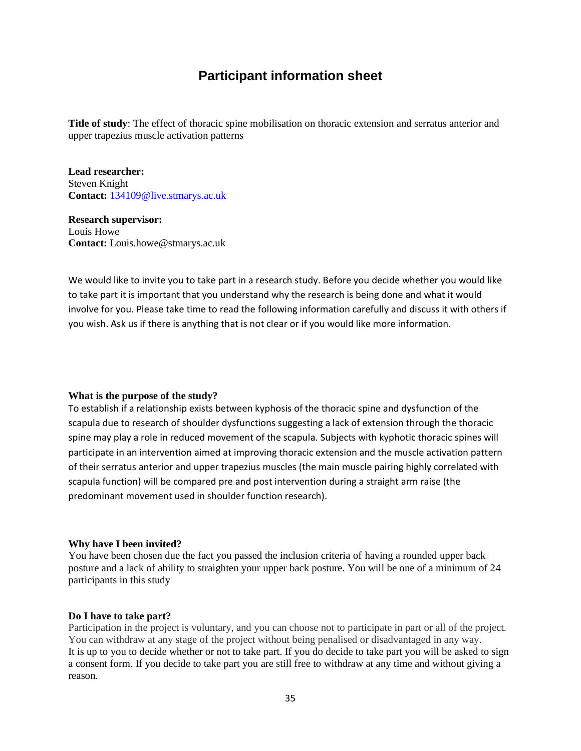# Participant information sheet

**Title of study**: The effect of thoracic spine mobilisation on thoracic extension and serratus anterior and upper trapezius muscle activation patterns

**Lead researcher:**
Steven Knight
**Contact:** 134109@live.stmarys.ac.uk

**Research supervisor:**
Louis Howe
**Contact:** Louis.howe@stmarys.ac.uk

We would like to invite you to take part in a research study. Before you decide whether you would like to take part it is important that you understand why the research is being done and what it would involve for you. Please take time to read the following information carefully and discuss it with others if you wish. Ask us if there is anything that is not clear or if you would like more information.

**What is the purpose of the study?**
To establish if a relationship exists between kyphosis of the thoracic spine and dysfunction of the scapula due to research of shoulder dysfunctions suggesting a lack of extension through the thoracic spine may play a role in reduced movement of the scapula. Subjects with kyphotic thoracic spines will participate in an intervention aimed at improving thoracic extension and the muscle activation pattern of their serratus anterior and upper trapezius muscles (the main muscle pairing highly correlated with scapula function) will be compared pre and post intervention during a straight arm raise (the predominant movement used in shoulder function research).

**Why have I been invited?**
You have been chosen due the fact you passed the inclusion criteria of having a rounded upper back posture and a lack of ability to straighten your upper back posture. You will be one of a minimum of 24 participants in this study

**Do I have to take part?**
Participation in the project is voluntary, and you can choose not to participate in part or all of the project. You can withdraw at any stage of the project without being penalised or disadvantaged in any way.
It is up to you to decide whether or not to take part. If you do decide to take part you will be asked to sign a consent form. If you decide to take part you are still free to withdraw at any time and without giving a reason.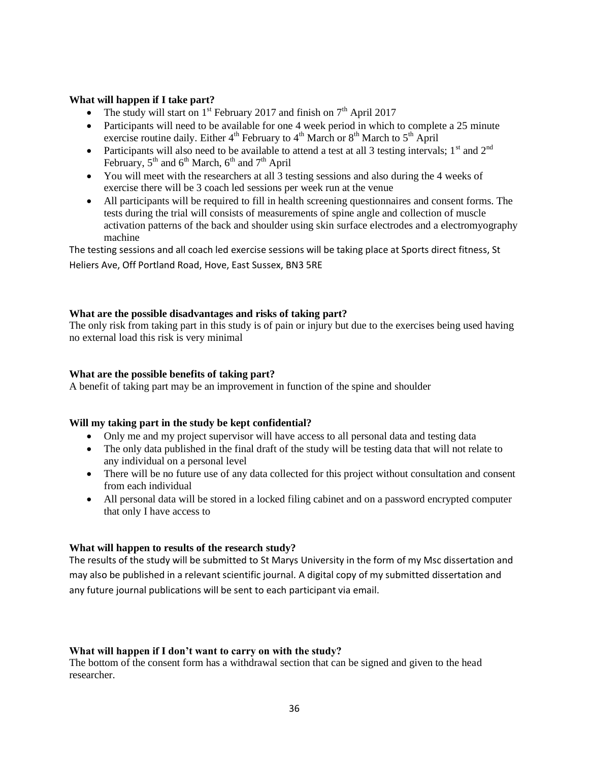**What will happen if I take part?**

- The study will start on 1st February 2017 and finish on 7th April 2017
- Participants will need to be available for one 4 week period in which to complete a 25 minute exercise routine daily. Either 4th February to 4th March or 8th March to 5th April
- Participants will also need to be available to attend a test at all 3 testing intervals; 1st and 2nd February, 5th and 6th March, 6th and 7th April
- You will meet with the researchers at all 3 testing sessions and also during the 4 weeks of exercise there will be 3 coach led sessions per week run at the venue
- All participants will be required to fill in health screening questionnaires and consent forms. The tests during the trial will consists of measurements of spine angle and collection of muscle activation patterns of the back and shoulder using skin surface electrodes and a electromyography machine

The testing sessions and all coach led exercise sessions will be taking place at Sports direct fitness, St Heliers Ave, Off Portland Road, Hove, East Sussex, BN3 5RE

**What are the possible disadvantages and risks of taking part?**

The only risk from taking part in this study is of pain or injury but due to the exercises being used having no external load this risk is very minimal

**What are the possible benefits of taking part?**

A benefit of taking part may be an improvement in function of the spine and shoulder

**Will my taking part in the study be kept confidential?**

- Only me and my project supervisor will have access to all personal data and testing data
- The only data published in the final draft of the study will be testing data that will not relate to any individual on a personal level
- There will be no future use of any data collected for this project without consultation and consent from each individual
- All personal data will be stored in a locked filing cabinet and on a password encrypted computer that only I have access to

**What will happen to results of the research study?**

The results of the study will be submitted to St Marys University in the form of my Msc dissertation and may also be published in a relevant scientific journal. A digital copy of my submitted dissertation and any future journal publications will be sent to each participant via email.

**What will happen if I don't want to carry on with the study?**

The bottom of the consent form has a withdrawal section that can be signed and given to the head researcher.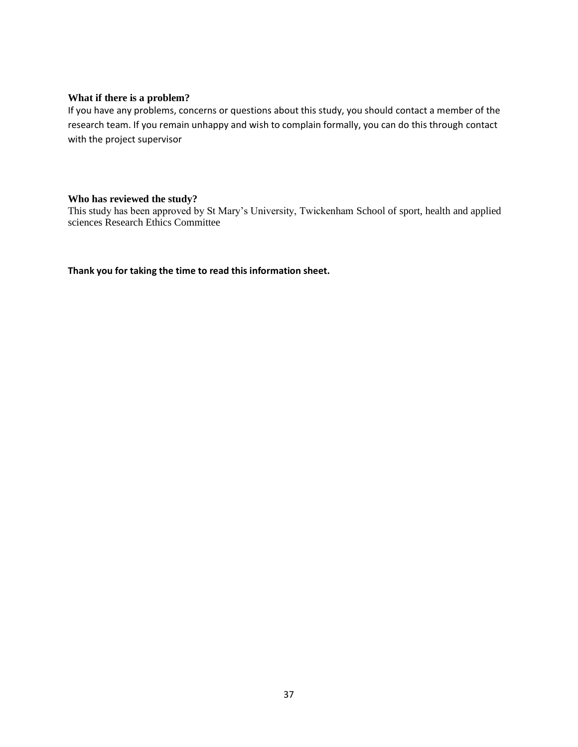### What if there is a problem?

If you have any problems, concerns or questions about this study, you should contact a member of the research team. If you remain unhappy and wish to complain formally, you can do this through contact with the project supervisor

### Who has reviewed the study?

This study has been approved by St Mary's University, Twickenham School of sport, health and applied sciences Research Ethics Committee

**Thank you for taking the time to read this information sheet.**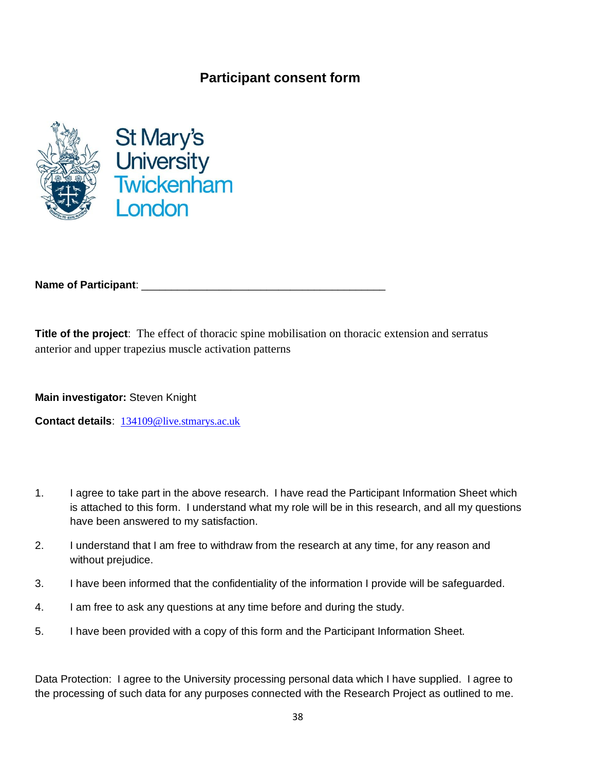# Participant consent form

St Mary's University Twickenham London

**Name of Participant**: ___________________________________________

**Title of the project**: The effect of thoracic spine mobilisation on thoracic extension and serratus anterior and upper trapezius muscle activation patterns

**Main investigator:** Steven Knight

**Contact details**: 134109@live.stmarys.ac.uk

1. I agree to take part in the above research. I have read the Participant Information Sheet which is attached to this form. I understand what my role will be in this research, and all my questions have been answered to my satisfaction.
2. I understand that I am free to withdraw from the research at any time, for any reason and without prejudice.
3. I have been informed that the confidentiality of the information I provide will be safeguarded.
4. I am free to ask any questions at any time before and during the study.
5. I have been provided with a copy of this form and the Participant Information Sheet.

Data Protection: I agree to the University processing personal data which I have supplied. I agree to the processing of such data for any purposes connected with the Research Project as outlined to me.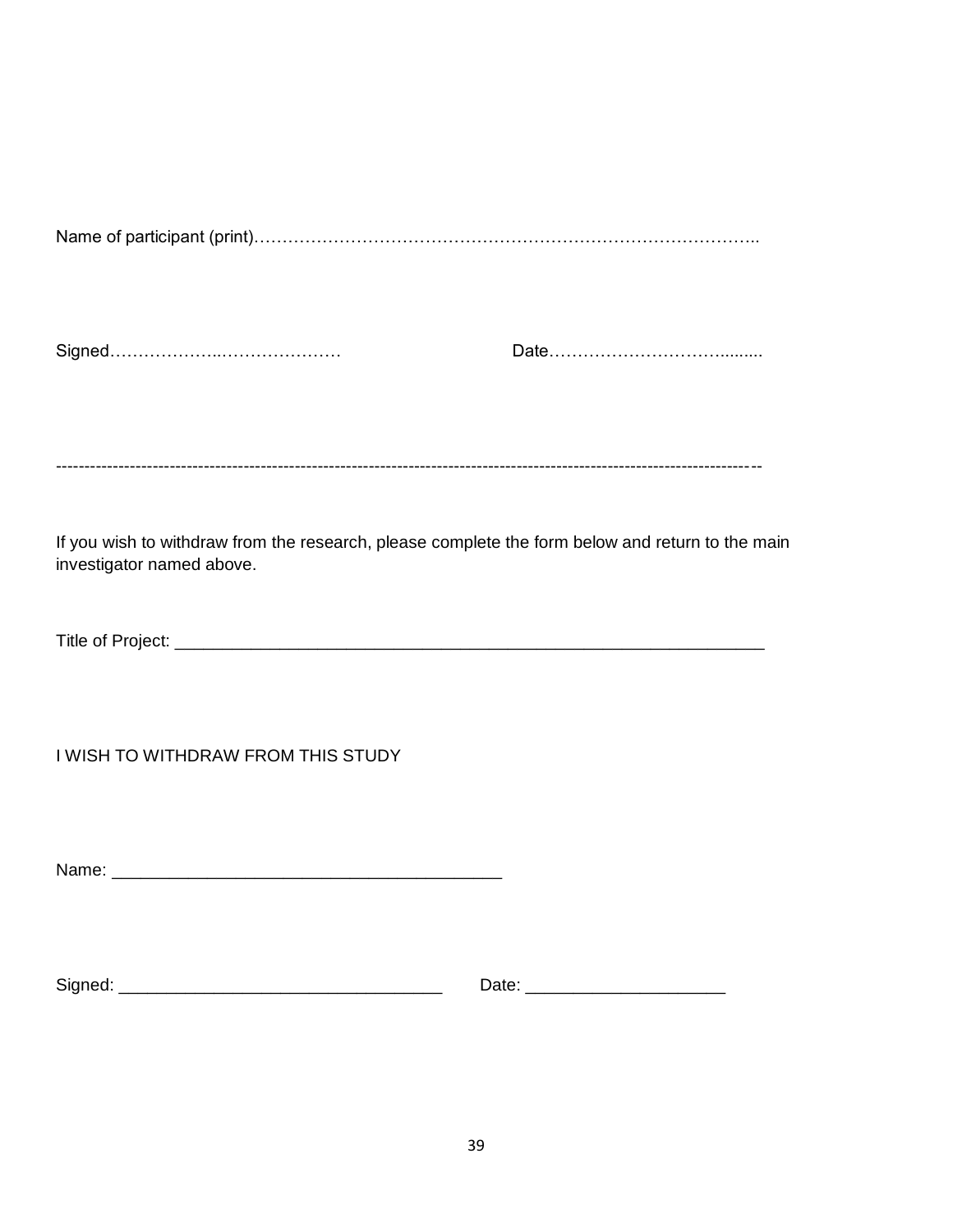Name of participant (print)……………………………………………………………………………..

Signed………………..…………………   Date……………………………........

--------------------------------------------------------------------------------------------------------------------------

If you wish to withdraw from the research, please complete the form below and return to the main investigator named above.

Title of Project: _______________________________________________________________

I WISH TO WITHDRAW FROM THIS STUDY

Name: ___________________________________________

Signed: __________________________________   Date: ____________________